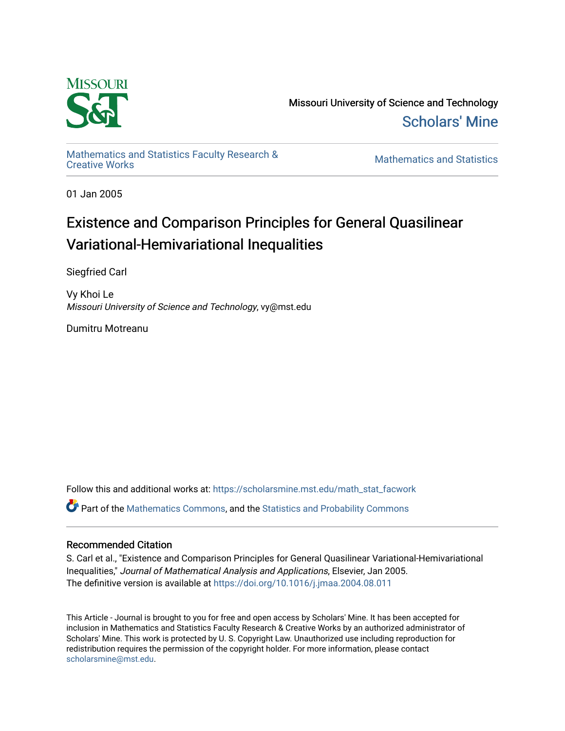Missouri University of Science and Technology

Scholars' Mine

Mathematics and Statistics Faculty Research & Creative Works

Mathematics and Statistics

01 Jan 2005

# Existence and Comparison Principles for General Quasilinear Variational-Hemivariational Inequalities

Siegfried Carl

Vy Khoi Le
*Missouri University of Science and Technology*, vy@mst.edu

Dumitru Motreanu

Follow this and additional works at: https://scholarsmine.mst.edu/math_stat_facwork

Part of the Mathematics Commons, and the Statistics and Probability Commons

## Recommended Citation

S. Carl et al., "Existence and Comparison Principles for General Quasilinear Variational-Hemivariational Inequalities," *Journal of Mathematical Analysis and Applications*, Elsevier, Jan 2005.
The definitive version is available at https://doi.org/10.1016/j.jmaa.2004.08.011

This Article - Journal is brought to you for free and open access by Scholars' Mine. It has been accepted for inclusion in Mathematics and Statistics Faculty Research & Creative Works by an authorized administrator of Scholars' Mine. This work is protected by U. S. Copyright Law. Unauthorized use including reproduction for redistribution requires the permission of the copyright holder. For more information, please contact scholarsmine@mst.edu.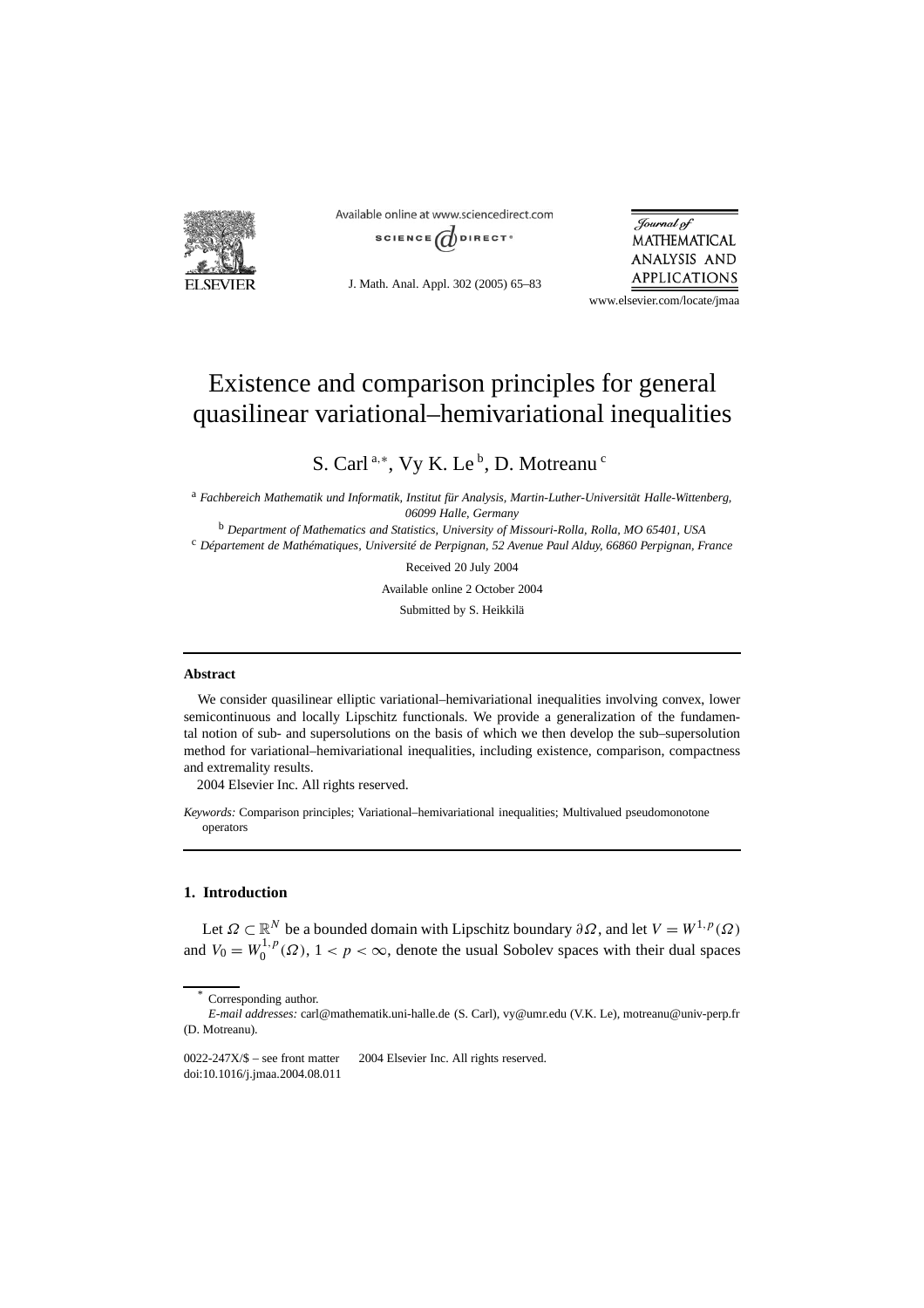# Existence and comparison principles for general quasilinear variational–hemivariational inequalities

S. Carl [a,*], Vy K. Le [b], D. Motreanu [c]

[a] *Fachbereich Mathematik und Informatik, Institut für Analysis, Martin-Luther-Universität Halle-Wittenberg, 06099 Halle, Germany*

[b] *Department of Mathematics and Statistics, University of Missouri-Rolla, Rolla, MO 65401, USA*

[c] *Département de Mathématiques, Université de Perpignan, 52 Avenue Paul Alduy, 66860 Perpignan, France*

Received 20 July 2004

Available online 2 October 2004

Submitted by S. Heikkilä

---

**Abstract**

We consider quasilinear elliptic variational–hemivariational inequalities involving convex, lower semicontinuous and locally Lipschitz functionals. We provide a generalization of the fundamental notion of sub- and supersolutions on the basis of which we then develop the sub–supersolution method for variational–hemivariational inequalities, including existence, comparison, compactness and extremality results.

2004 Elsevier Inc. All rights reserved.

*Keywords:* Comparison principles; Variational–hemivariational inequalities; Multivalued pseudomonotone operators

---

## 1. Introduction

Let $\Omega \subset \mathbb{R}^N$ be a bounded domain with Lipschitz boundary $\partial\Omega$, and let $V = W^{1,p}(\Omega)$ and $V_0 = W_0^{1,p}(\Omega)$, $1 < p < \infty$, denote the usual Sobolev spaces with their dual spaces

---

\* Corresponding author.

*E-mail addresses:* carl@mathematik.uni-halle.de (S. Carl), vy@umr.edu (V.K. Le), motreanu@univ-perp.fr (D. Motreanu).

0022-247X/$ – see front matter 2004 Elsevier Inc. All rights reserved.
doi:10.1016/j.jmaa.2004.08.011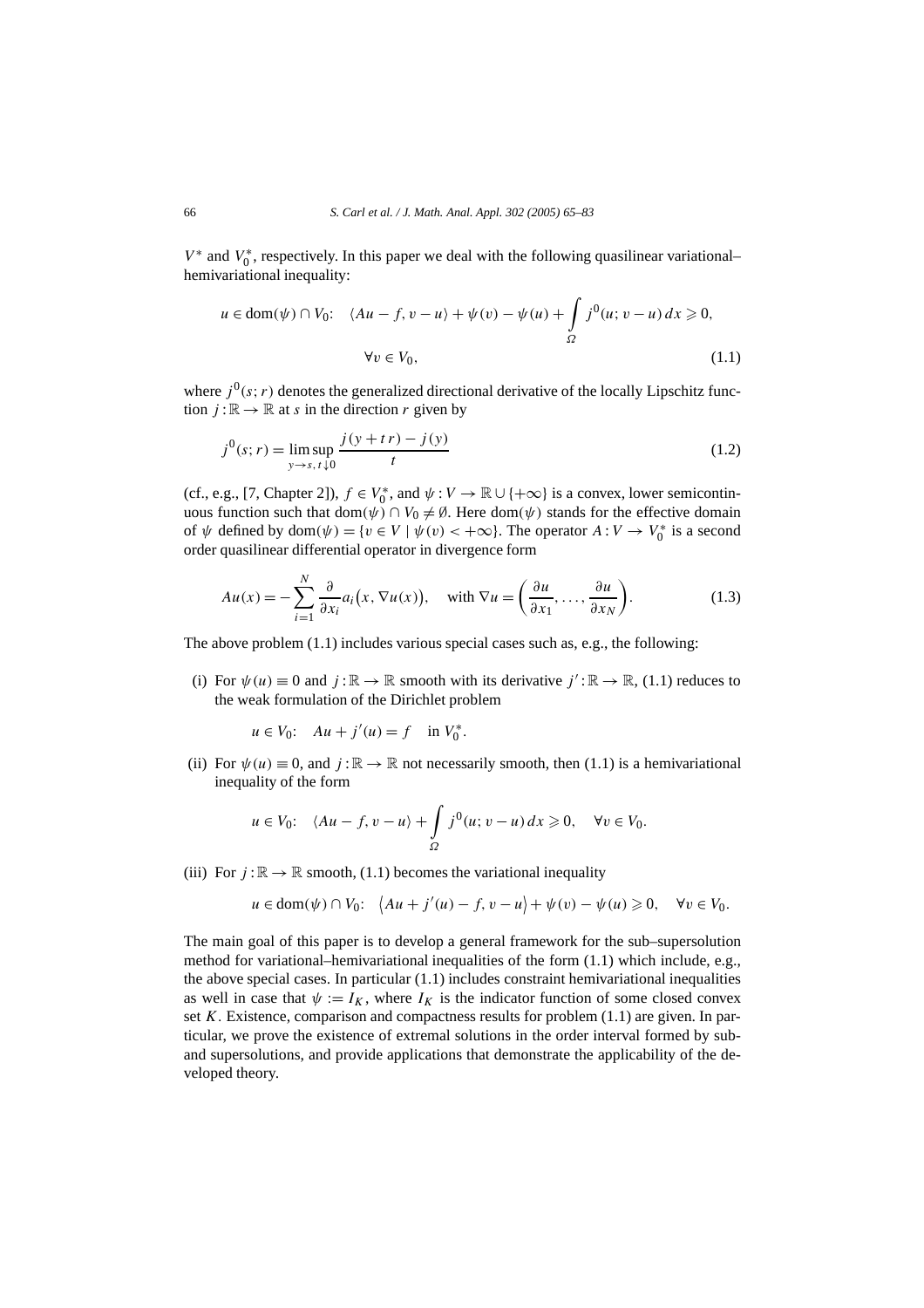$V^*$ and $V_0^*$, respectively. In this paper we deal with the following quasilinear variational–hemivariational inequality:

$$u \in \operatorname{dom}(\psi) \cap V_0: \quad \langle Au - f, v - u\rangle + \psi(v) - \psi(u) + \int_\Omega j^0(u; v - u)\, dx \geqslant 0, \quad \forall v \in V_0, \tag{1.1}$$

where $j^0(s;r)$ denotes the generalized directional derivative of the locally Lipschitz function $j : \mathbb{R} \to \mathbb{R}$ at $s$ in the direction $r$ given by

$$j^0(s;r) = \limsup_{y \to s,\, t \downarrow 0} \frac{j(y + tr) - j(y)}{t} \tag{1.2}$$

(cf., e.g., [7, Chapter 2]), $f \in V_0^*$, and $\psi : V \to \mathbb{R} \cup \{+\infty\}$ is a convex, lower semicontinuous function such that $\operatorname{dom}(\psi) \cap V_0 \neq \emptyset$. Here $\operatorname{dom}(\psi)$ stands for the effective domain of $\psi$ defined by $\operatorname{dom}(\psi) = \{v \in V \mid \psi(v) < +\infty\}$. The operator $A : V \to V_0^*$ is a second order quasilinear differential operator in divergence form

$$Au(x) = -\sum_{i=1}^{N} \frac{\partial}{\partial x_i} a_i\big(x, \nabla u(x)\big), \quad \text{with } \nabla u = \left(\frac{\partial u}{\partial x_1}, \ldots, \frac{\partial u}{\partial x_N}\right). \tag{1.3}$$

The above problem (1.1) includes various special cases such as, e.g., the following:

(i) For $\psi(u) \equiv 0$ and $j : \mathbb{R} \to \mathbb{R}$ smooth with its derivative $j' : \mathbb{R} \to \mathbb{R}$, (1.1) reduces to the weak formulation of the Dirichlet problem

$$u \in V_0: \quad Au + j'(u) = f \quad \text{in } V_0^*.$$

(ii) For $\psi(u) \equiv 0$, and $j : \mathbb{R} \to \mathbb{R}$ not necessarily smooth, then (1.1) is a hemivariational inequality of the form

$$u \in V_0: \quad \langle Au - f, v - u\rangle + \int_\Omega j^0(u; v - u)\, dx \geqslant 0, \quad \forall v \in V_0.$$

(iii) For $j : \mathbb{R} \to \mathbb{R}$ smooth, (1.1) becomes the variational inequality

$$u \in \operatorname{dom}(\psi) \cap V_0: \quad \big\langle Au + j'(u) - f, v - u\big\rangle + \psi(v) - \psi(u) \geqslant 0, \quad \forall v \in V_0.$$

The main goal of this paper is to develop a general framework for the sub–supersolution method for variational–hemivariational inequalities of the form (1.1) which include, e.g., the above special cases. In particular (1.1) includes constraint hemivariational inequalities as well in case that $\psi := I_K$, where $I_K$ is the indicator function of some closed convex set $K$. Existence, comparison and compactness results for problem (1.1) are given. In particular, we prove the existence of extremal solutions in the order interval formed by sub- and supersolutions, and provide applications that demonstrate the applicability of the developed theory.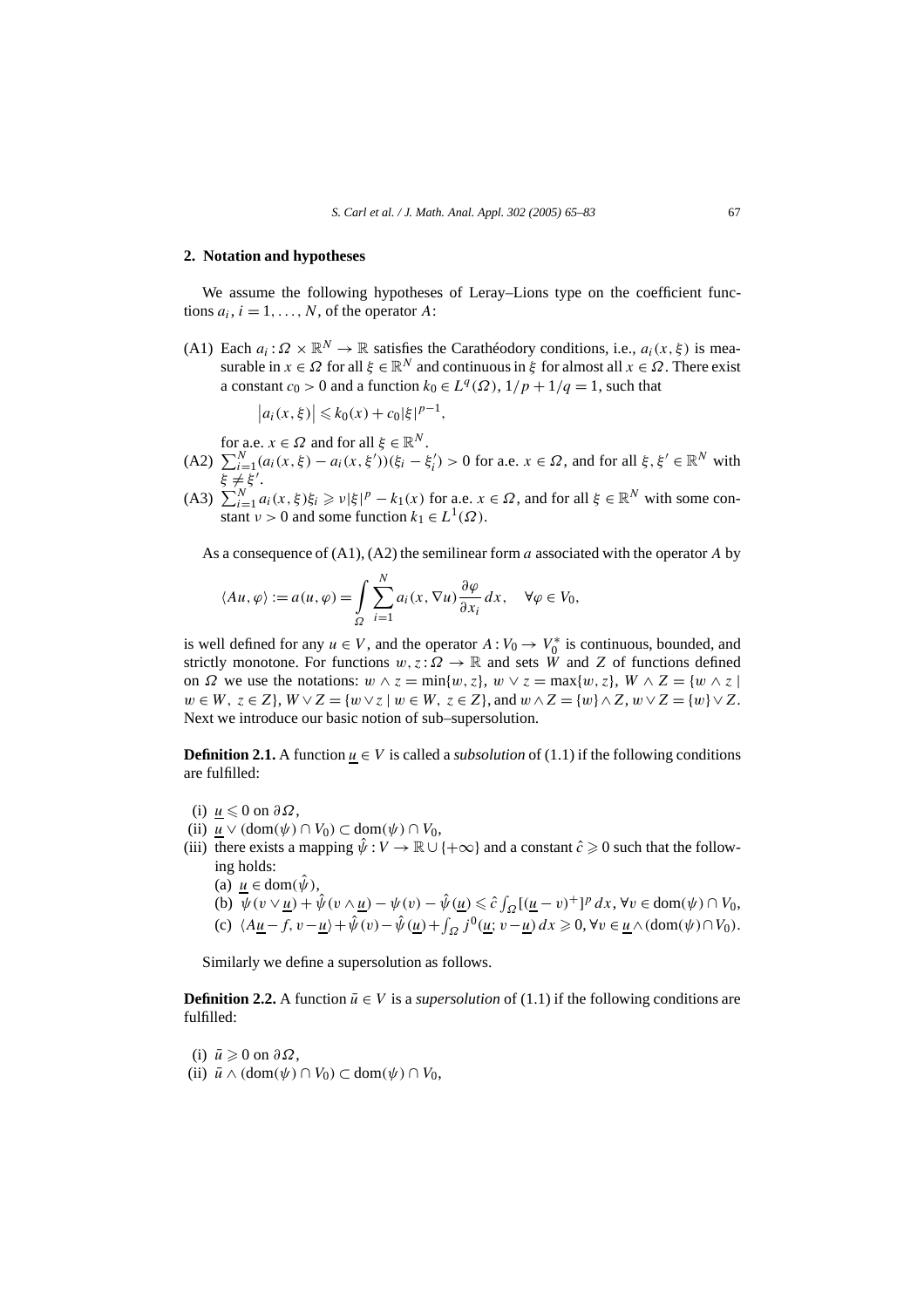## 2. Notation and hypotheses

We assume the following hypotheses of Leray–Lions type on the coefficient functions $a_i$, $i = 1, \dots, N$, of the operator $A$:

(A1) Each $a_i : \Omega \times \mathbb{R}^N \to \mathbb{R}$ satisfies the Carathéodory conditions, i.e., $a_i(x, \xi)$ is measurable in $x \in \Omega$ for all $\xi \in \mathbb{R}^N$ and continuous in $\xi$ for almost all $x \in \Omega$. There exist a constant $c_0 > 0$ and a function $k_0 \in L^q(\Omega)$, $1/p + 1/q = 1$, such that

$$\left|a_i(x, \xi)\right| \leqslant k_0(x) + c_0 |\xi|^{p-1},$$

for a.e. $x \in \Omega$ and for all $\xi \in \mathbb{R}^N$.

(A2) $\sum_{i=1}^N (a_i(x, \xi) - a_i(x, \xi'))(\xi_i - \xi_i') > 0$ for a.e. $x \in \Omega$, and for all $\xi, \xi' \in \mathbb{R}^N$ with $\xi \neq \xi'$.

(A3) $\sum_{i=1}^N a_i(x, \xi)\xi_i \geqslant \nu |\xi|^p - k_1(x)$ for a.e. $x \in \Omega$, and for all $\xi \in \mathbb{R}^N$ with some constant $\nu > 0$ and some function $k_1 \in L^1(\Omega)$.

As a consequence of (A1), (A2) the semilinear form $a$ associated with the operator $A$ by

$$\langle Au, \varphi \rangle := a(u, \varphi) = \int_\Omega \sum_{i=1}^N a_i(x, \nabla u) \frac{\partial \varphi}{\partial x_i} \, dx, \quad \forall \varphi \in V_0,$$

is well defined for any $u \in V$, and the operator $A : V_0 \to V_0^*$ is continuous, bounded, and strictly monotone. For functions $w, z : \Omega \to \mathbb{R}$ and sets $W$ and $Z$ of functions defined on $\Omega$ we use the notations: $w \wedge z = \min\{w, z\}$, $w \vee z = \max\{w, z\}$, $W \wedge Z = \{w \wedge z \mid w \in W,\ z \in Z\}$, $W \vee Z = \{w \vee z \mid w \in W,\ z \in Z\}$, and $w \wedge Z = \{w\} \wedge Z$, $w \vee Z = \{w\} \vee Z$. Next we introduce our basic notion of sub–supersolution.

**Definition 2.1.** A function $\underline{u} \in V$ is called a *subsolution* of (1.1) if the following conditions are fulfilled:

(i) $\underline{u} \leqslant 0$ on $\partial\Omega$,

(ii) $\underline{u} \vee (\mathrm{dom}(\psi) \cap V_0) \subset \mathrm{dom}(\psi) \cap V_0$,

(iii) there exists a mapping $\hat{\psi} : V \to \mathbb{R} \cup \{+\infty\}$ and a constant $\hat{c} \geqslant 0$ such that the following holds:

  (a) $\underline{u} \in \mathrm{dom}(\hat{\psi})$,

  (b) $\psi(v \vee \underline{u}) + \hat{\psi}(v \wedge \underline{u}) - \psi(v) - \hat{\psi}(\underline{u}) \leqslant \hat{c} \int_\Omega [(\underline{u} - v)^+]^p \, dx$, $\forall v \in \mathrm{dom}(\psi) \cap V_0$,

  (c) $\langle A\underline{u} - f, v - \underline{u} \rangle + \hat{\psi}(v) - \hat{\psi}(\underline{u}) + \int_\Omega j^0(\underline{u}; v - \underline{u}) \, dx \geqslant 0$, $\forall v \in \underline{u} \wedge (\mathrm{dom}(\psi) \cap V_0)$.

Similarly we define a supersolution as follows.

**Definition 2.2.** A function $\bar{u} \in V$ is a *supersolution* of (1.1) if the following conditions are fulfilled:

(i) $\bar{u} \geqslant 0$ on $\partial\Omega$,

(ii) $\bar{u} \wedge (\mathrm{dom}(\psi) \cap V_0) \subset \mathrm{dom}(\psi) \cap V_0$,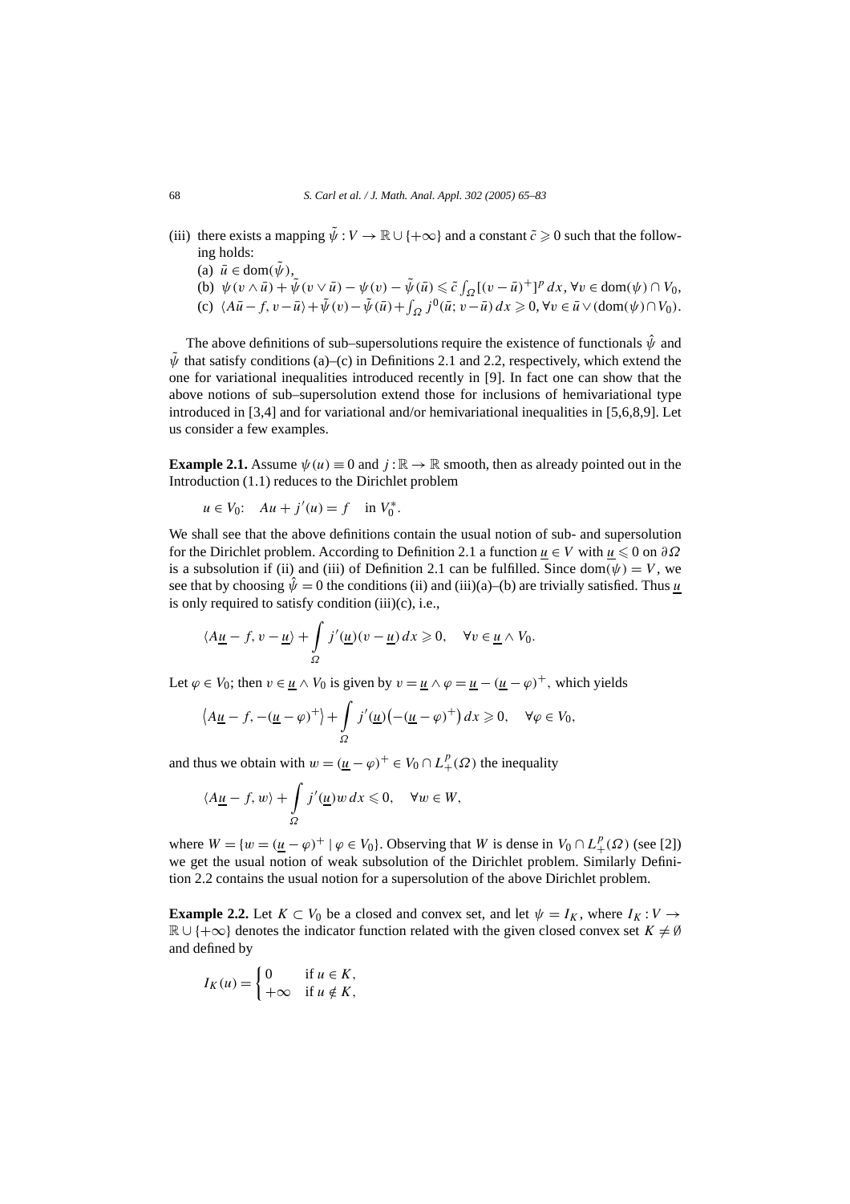(iii) there exists a mapping $\tilde{\psi}: V \to \mathbb{R} \cup \{+\infty\}$ and a constant $\tilde{c} \geqslant 0$ such that the following holds:

(a) $\bar{u} \in \operatorname{dom}(\tilde{\psi})$,

(b) $\psi(v \wedge \bar{u}) + \tilde{\psi}(v \vee \bar{u}) - \psi(v) - \tilde{\psi}(\bar{u}) \leqslant \tilde{c} \int_\Omega [(v - \bar{u})^+]^p \, dx$, $\forall v \in \operatorname{dom}(\psi) \cap V_0$,

(c) $\langle A\bar{u} - f, v - \bar{u} \rangle + \tilde{\psi}(v) - \tilde{\psi}(\bar{u}) + \int_\Omega j^0(\bar{u}; v - \bar{u}) \, dx \geqslant 0$, $\forall v \in \bar{u} \vee (\operatorname{dom}(\psi) \cap V_0)$.

The above definitions of sub–supersolutions require the existence of functionals $\hat{\psi}$ and $\tilde{\psi}$ that satisfy conditions (a)–(c) in Definitions 2.1 and 2.2, respectively, which extend the one for variational inequalities introduced recently in [9]. In fact one can show that the above notions of sub–supersolution extend those for inclusions of hemivariational type introduced in [3,4] and for variational and/or hemivariational inequalities in [5,6,8,9]. Let us consider a few examples.

**Example 2.1.** Assume $\psi(u) \equiv 0$ and $j: \mathbb{R} \to \mathbb{R}$ smooth, then as already pointed out in the Introduction (1.1) reduces to the Dirichlet problem

$$u \in V_0: \quad Au + j'(u) = f \quad \text{in } V_0^*.$$

We shall see that the above definitions contain the usual notion of sub- and supersolution for the Dirichlet problem. According to Definition 2.1 a function $\underline{u} \in V$ with $\underline{u} \leqslant 0$ on $\partial\Omega$ is a subsolution if (ii) and (iii) of Definition 2.1 can be fulfilled. Since $\operatorname{dom}(\psi) = V$, we see that by choosing $\hat{\psi} = 0$ the conditions (ii) and (iii)(a)–(b) are trivially satisfied. Thus $\underline{u}$ is only required to satisfy condition (iii)(c), i.e.,

$$\langle A\underline{u} - f, v - \underline{u} \rangle + \int_\Omega j'(\underline{u})(v - \underline{u}) \, dx \geqslant 0, \quad \forall v \in \underline{u} \wedge V_0.$$

Let $\varphi \in V_0$; then $v \in \underline{u} \wedge V_0$ is given by $v = \underline{u} \wedge \varphi = \underline{u} - (\underline{u} - \varphi)^+$, which yields

$$\langle A\underline{u} - f, -(\underline{u} - \varphi)^+ \rangle + \int_\Omega j'(\underline{u})\big(-(\underline{u} - \varphi)^+\big) \, dx \geqslant 0, \quad \forall \varphi \in V_0,$$

and thus we obtain with $w = (\underline{u} - \varphi)^+ \in V_0 \cap L_+^p(\Omega)$ the inequality

$$\langle A\underline{u} - f, w \rangle + \int_\Omega j'(\underline{u}) w \, dx \leqslant 0, \quad \forall w \in W,$$

where $W = \{w = (\underline{u} - \varphi)^+ \mid \varphi \in V_0\}$. Observing that $W$ is dense in $V_0 \cap L_+^p(\Omega)$ (see [2]) we get the usual notion of weak subsolution of the Dirichlet problem. Similarly Definition 2.2 contains the usual notion for a supersolution of the above Dirichlet problem.

**Example 2.2.** Let $K \subset V_0$ be a closed and convex set, and let $\psi = I_K$, where $I_K: V \to \mathbb{R} \cup \{+\infty\}$ denotes the indicator function related with the given closed convex set $K \neq \emptyset$ and defined by

$$I_K(u) = \begin{cases} 0 & \text{if } u \in K, \\ +\infty & \text{if } u \notin K, \end{cases}$$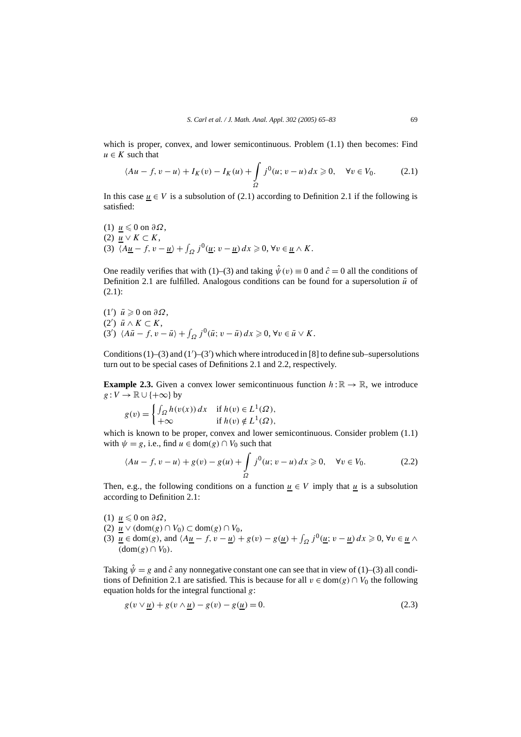which is proper, convex, and lower semicontinuous. Problem (1.1) then becomes: Find $u \in K$ such that

$$\langle Au - f, v - u\rangle + I_K(v) - I_K(u) + \int_\Omega j^0(u; v - u)\,dx \geqslant 0, \quad \forall v \in V_0. \tag{2.1}$$

In this case $\underline{u} \in V$ is a subsolution of (2.1) according to Definition 2.1 if the following is satisfied:

(1) $\underline{u} \leqslant 0$ on $\partial\Omega$,
(2) $\underline{u} \vee K \subset K$,
(3) $\langle A\underline{u} - f, v - \underline{u}\rangle + \int_\Omega j^0(\underline{u}; v - \underline{u})\,dx \geqslant 0$, $\forall v \in \underline{u} \wedge K$.

One readily verifies that with (1)–(3) and taking $\hat{\psi}(v) \equiv 0$ and $\hat{c} = 0$ all the conditions of Definition 2.1 are fulfilled. Analogous conditions can be found for a supersolution $\bar{u}$ of (2.1):

(1′) $\bar{u} \geqslant 0$ on $\partial\Omega$,
(2′) $\bar{u} \wedge K \subset K$,
(3′) $\langle A\bar{u} - f, v - \bar{u}\rangle + \int_\Omega j^0(\bar{u}; v - \bar{u})\,dx \geqslant 0$, $\forall v \in \bar{u} \vee K$.

Conditions (1)–(3) and (1′)–(3′) which where introduced in [8] to define sub–supersolutions turn out to be special cases of Definitions 2.1 and 2.2, respectively.

**Example 2.3.** Given a convex lower semicontinuous function $h : \mathbb{R} \to \mathbb{R}$, we introduce $g : V \to \mathbb{R} \cup \{+\infty\}$ by

$$g(v) = \begin{cases} \int_\Omega h(v(x))\,dx & \text{if } h(v) \in L^1(\Omega), \\ +\infty & \text{if } h(v) \notin L^1(\Omega), \end{cases}$$

which is known to be proper, convex and lower semicontinuous. Consider problem (1.1) with $\psi = g$, i.e., find $u \in \mathrm{dom}(g) \cap V_0$ such that

$$\langle Au - f, v - u\rangle + g(v) - g(u) + \int_\Omega j^0(u; v - u)\,dx \geqslant 0, \quad \forall v \in V_0. \tag{2.2}$$

Then, e.g., the following conditions on a function $\underline{u} \in V$ imply that $\underline{u}$ is a subsolution according to Definition 2.1:

(1) $\underline{u} \leqslant 0$ on $\partial\Omega$,
(2) $\underline{u} \vee (\mathrm{dom}(g) \cap V_0) \subset \mathrm{dom}(g) \cap V_0$,
(3) $\underline{u} \in \mathrm{dom}(g)$, and $\langle A\underline{u} - f, v - \underline{u}\rangle + g(v) - g(\underline{u}) + \int_\Omega j^0(\underline{u}; v - \underline{u})\,dx \geqslant 0$, $\forall v \in \underline{u} \wedge (\mathrm{dom}(g) \cap V_0)$.

Taking $\hat{\psi} = g$ and $\hat{c}$ any nonnegative constant one can see that in view of (1)–(3) all conditions of Definition 2.1 are satisfied. This is because for all $v \in \mathrm{dom}(g) \cap V_0$ the following equation holds for the integral functional $g$:

$$g(v \vee \underline{u}) + g(v \wedge \underline{u}) - g(v) - g(\underline{u}) = 0. \tag{2.3}$$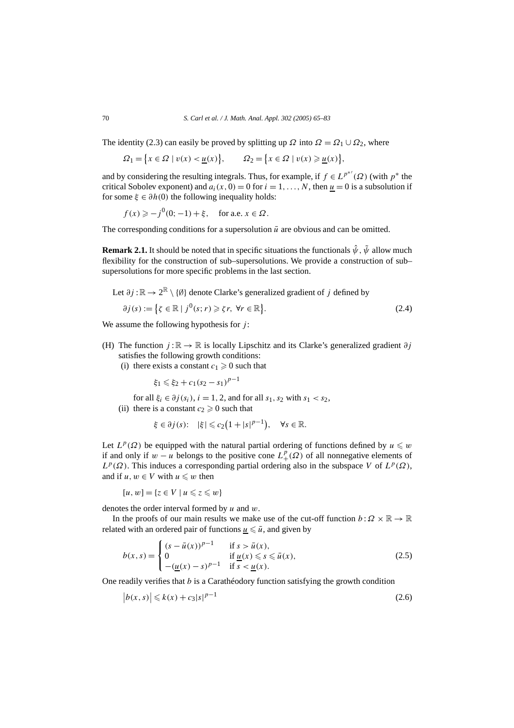The identity (2.3) can easily be proved by splitting up $\Omega$ into $\Omega = \Omega_1 \cup \Omega_2$, where

$$\Omega_1 = \{x \in \Omega \mid v(x) < \underline{u}(x)\}, \qquad \Omega_2 = \{x \in \Omega \mid v(x) \geqslant \underline{u}(x)\},$$

and by considering the resulting integrals. Thus, for example, if $f \in L^{p^{*\prime}}(\Omega)$ (with $p^*$ the critical Sobolev exponent) and $a_i(x,0) = 0$ for $i = 1, \ldots, N$, then $\underline{u} = 0$ is a subsolution if for some $\xi \in \partial h(0)$ the following inequality holds:

$$f(x) \geqslant -j^0(0; -1) + \xi, \quad \text{for a.e. } x \in \Omega.$$

The corresponding conditions for a supersolution $\bar{u}$ are obvious and can be omitted.

**Remark 2.1.** It should be noted that in specific situations the functionals $\hat{\psi}$, $\tilde{\psi}$ allow much flexibility for the construction of sub–supersolutions. We provide a construction of sub–supersolutions for more specific problems in the last section.

Let $\partial j : \mathbb{R} \to 2^{\mathbb{R}} \setminus \{\emptyset\}$ denote Clarke's generalized gradient of $j$ defined by

$$\partial j(s) := \{\zeta \in \mathbb{R} \mid j^0(s; r) \geqslant \zeta r, \ \forall r \in \mathbb{R}\}. \tag{2.4}$$

We assume the following hypothesis for $j$:

(H) The function $j : \mathbb{R} \to \mathbb{R}$ is locally Lipschitz and its Clarke's generalized gradient $\partial j$ satisfies the following growth conditions:
  (i) there exists a constant $c_1 \geqslant 0$ such that

  $$\xi_1 \leqslant \xi_2 + c_1(s_2 - s_1)^{p-1}$$

  for all $\xi_i \in \partial j(s_i)$, $i = 1, 2$, and for all $s_1, s_2$ with $s_1 < s_2$,
  (ii) there is a constant $c_2 \geqslant 0$ such that

  $$\xi \in \partial j(s): \quad |\xi| \leqslant c_2\big(1 + |s|^{p-1}\big), \quad \forall s \in \mathbb{R}.$$

Let $L^p(\Omega)$ be equipped with the natural partial ordering of functions defined by $u \leqslant w$ if and only if $w - u$ belongs to the positive cone $L^p_+(\Omega)$ of all nonnegative elements of $L^p(\Omega)$. This induces a corresponding partial ordering also in the subspace $V$ of $L^p(\Omega)$, and if $u, w \in V$ with $u \leqslant w$ then

$$[u, w] = \{z \in V \mid u \leqslant z \leqslant w\}$$

denotes the order interval formed by $u$ and $w$.

In the proofs of our main results we make use of the cut-off function $b : \Omega \times \mathbb{R} \to \mathbb{R}$ related with an ordered pair of functions $\underline{u} \leqslant \bar{u}$, and given by

$$b(x, s) = \begin{cases} (s - \bar{u}(x))^{p-1} & \text{if } s > \bar{u}(x), \\ 0 & \text{if } \underline{u}(x) \leqslant s \leqslant \bar{u}(x), \\ -(\underline{u}(x) - s)^{p-1} & \text{if } s < \underline{u}(x). \end{cases} \tag{2.5}$$

One readily verifies that $b$ is a Carathéodory function satisfying the growth condition

$$\big|b(x, s)\big| \leqslant k(x) + c_3|s|^{p-1} \tag{2.6}$$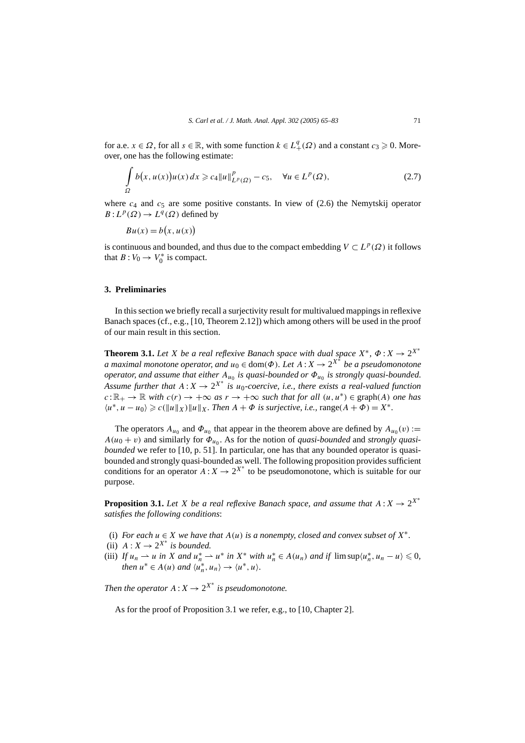for a.e. $x \in \Omega$, for all $s \in \mathbb{R}$, with some function $k \in L^q_+(\Omega)$ and a constant $c_3 \geqslant 0$. Moreover, one has the following estimate:

$$\int_\Omega b\big(x, u(x)\big)u(x)\,dx \geqslant c_4 \|u\|^p_{L^p(\Omega)} - c_5, \quad \forall u \in L^p(\Omega), \tag{2.7}$$

where $c_4$ and $c_5$ are some positive constants. In view of (2.6) the Nemytskij operator $B : L^p(\Omega) \to L^q(\Omega)$ defined by

$$Bu(x) = b\big(x, u(x)\big)$$

is continuous and bounded, and thus due to the compact embedding $V \subset L^p(\Omega)$ it follows that $B : V_0 \to V_0^*$ is compact.

## 3. Preliminaries

In this section we briefly recall a surjectivity result for multivalued mappings in reflexive Banach spaces (cf., e.g., [10, Theorem 2.12]) which among others will be used in the proof of our main result in this section.

**Theorem 3.1.** *Let $X$ be a real reflexive Banach space with dual space $X^*$, $\Phi : X \to 2^{X^*}$ a maximal monotone operator, and $u_0 \in \operatorname{dom}(\Phi)$. Let $A : X \to 2^{X^*}$ be a pseudomonotone operator, and assume that either $A_{u_0}$ is quasi-bounded or $\Phi_{u_0}$ is strongly quasi-bounded. Assume further that $A : X \to 2^{X^*}$ is $u_0$-coercive, i.e., there exists a real-valued function $c : \mathbb{R}_+ \to \mathbb{R}$ with $c(r) \to +\infty$ as $r \to +\infty$ such that for all $(u, u^*) \in \operatorname{graph}(A)$ one has $\langle u^*, u - u_0\rangle \geqslant c(\|u\|_X)\|u\|_X$. Then $A + \Phi$ is surjective, i.e.,* $\operatorname{range}(A + \Phi) = X^*$.

The operators $A_{u_0}$ and $\Phi_{u_0}$ that appear in the theorem above are defined by $A_{u_0}(v) := A(u_0 + v)$ and similarly for $\Phi_{u_0}$. As for the notion of *quasi-bounded* and *strongly quasi-bounded* we refer to [10, p. 51]. In particular, one has that any bounded operator is quasi-bounded and strongly quasi-bounded as well. The following proposition provides sufficient conditions for an operator $A : X \to 2^{X^*}$ to be pseudomonotone, which is suitable for our purpose.

**Proposition 3.1.** *Let $X$ be a real reflexive Banach space, and assume that $A : X \to 2^{X^*}$ satisfies the following conditions*:

(i) *For each $u \in X$ we have that $A(u)$ is a nonempty, closed and convex subset of $X^*$.*
(ii) *$A : X \to 2^{X^*}$ is bounded.*
(iii) *If $u_n \rightharpoonup u$ in $X$ and $u_n^* \rightharpoonup u^*$ in $X^*$ with $u_n^* \in A(u_n)$ and if $\limsup\langle u_n^*, u_n - u\rangle \leqslant 0$, then $u^* \in A(u)$ and $\langle u_n^*, u_n\rangle \to \langle u^*, u\rangle$.*

*Then the operator $A : X \to 2^{X^*}$ is pseudomonotone.*

As for the proof of Proposition 3.1 we refer, e.g., to [10, Chapter 2].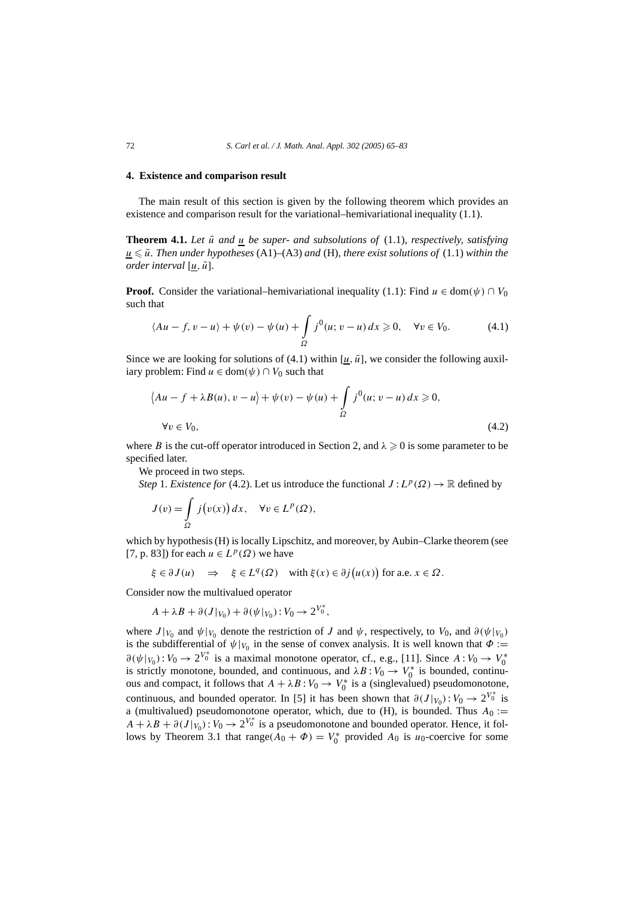## 4. Existence and comparison result

The main result of this section is given by the following theorem which provides an existence and comparison result for the variational–hemivariational inequality (1.1).

**Theorem 4.1.** *Let $\bar{u}$ and $\underline{u}$ be super- and subsolutions of* (1.1), *respectively, satisfying $\underline{u} \leqslant \bar{u}$. Then under hypotheses* (A1)–(A3) *and* (H), *there exist solutions of* (1.1) *within the order interval $[\underline{u}, \bar{u}]$.*

**Proof.** Consider the variational–hemivariational inequality (1.1): Find $u \in \mathrm{dom}(\psi) \cap V_0$ such that

$$\langle Au - f, v - u\rangle + \psi(v) - \psi(u) + \int_\Omega j^0(u; v - u)\, dx \geqslant 0, \quad \forall v \in V_0. \tag{4.1}$$

Since we are looking for solutions of (4.1) within $[\underline{u}, \bar{u}]$, we consider the following auxiliary problem: Find $u \in \mathrm{dom}(\psi) \cap V_0$ such that

$$\bigl\langle Au - f + \lambda B(u), v - u\bigr\rangle + \psi(v) - \psi(u) + \int_\Omega j^0(u; v - u)\, dx \geqslant 0,$$
$$\forall v \in V_0, \tag{4.2}$$

where $B$ is the cut-off operator introduced in Section 2, and $\lambda \geqslant 0$ is some parameter to be specified later.

We proceed in two steps.

*Step* 1. *Existence for* (4.2). Let us introduce the functional $J : L^p(\Omega) \to \mathbb{R}$ defined by

$$J(v) = \int_\Omega j\bigl(v(x)\bigr)\, dx, \quad \forall v \in L^p(\Omega),$$

which by hypothesis (H) is locally Lipschitz, and moreover, by Aubin–Clarke theorem (see [7, p. 83]) for each $u \in L^p(\Omega)$ we have

$$\xi \in \partial J(u) \quad \Rightarrow \quad \xi \in L^q(\Omega) \quad \text{with } \xi(x) \in \partial j\bigl(u(x)\bigr) \text{ for a.e. } x \in \Omega.$$

Consider now the multivalued operator

$$A + \lambda B + \partial(J|_{V_0}) + \partial(\psi|_{V_0}) : V_0 \to 2^{V_0^*},$$

where $J|_{V_0}$ and $\psi|_{V_0}$ denote the restriction of $J$ and $\psi$, respectively, to $V_0$, and $\partial(\psi|_{V_0})$ is the subdifferential of $\psi|_{V_0}$ in the sense of convex analysis. It is well known that $\Phi := \partial(\psi|_{V_0}) : V_0 \to 2^{V_0^*}$ is a maximal monotone operator, cf., e.g., [11]. Since $A : V_0 \to V_0^*$ is strictly monotone, bounded, and continuous, and $\lambda B : V_0 \to V_0^*$ is bounded, continuous and compact, it follows that $A + \lambda B : V_0 \to V_0^*$ is a (singlevalued) pseudomonotone, continuous, and bounded operator. In [5] it has been shown that $\partial(J|_{V_0}) : V_0 \to 2^{V_0^*}$ is a (multivalued) pseudomonotone operator, which, due to (H), is bounded. Thus $A_0 := A + \lambda B + \partial(J|_{V_0}) : V_0 \to 2^{V_0^*}$ is a pseudomonotone and bounded operator. Hence, it follows by Theorem 3.1 that $\mathrm{range}(A_0 + \Phi) = V_0^*$ provided $A_0$ is $u_0$-coercive for some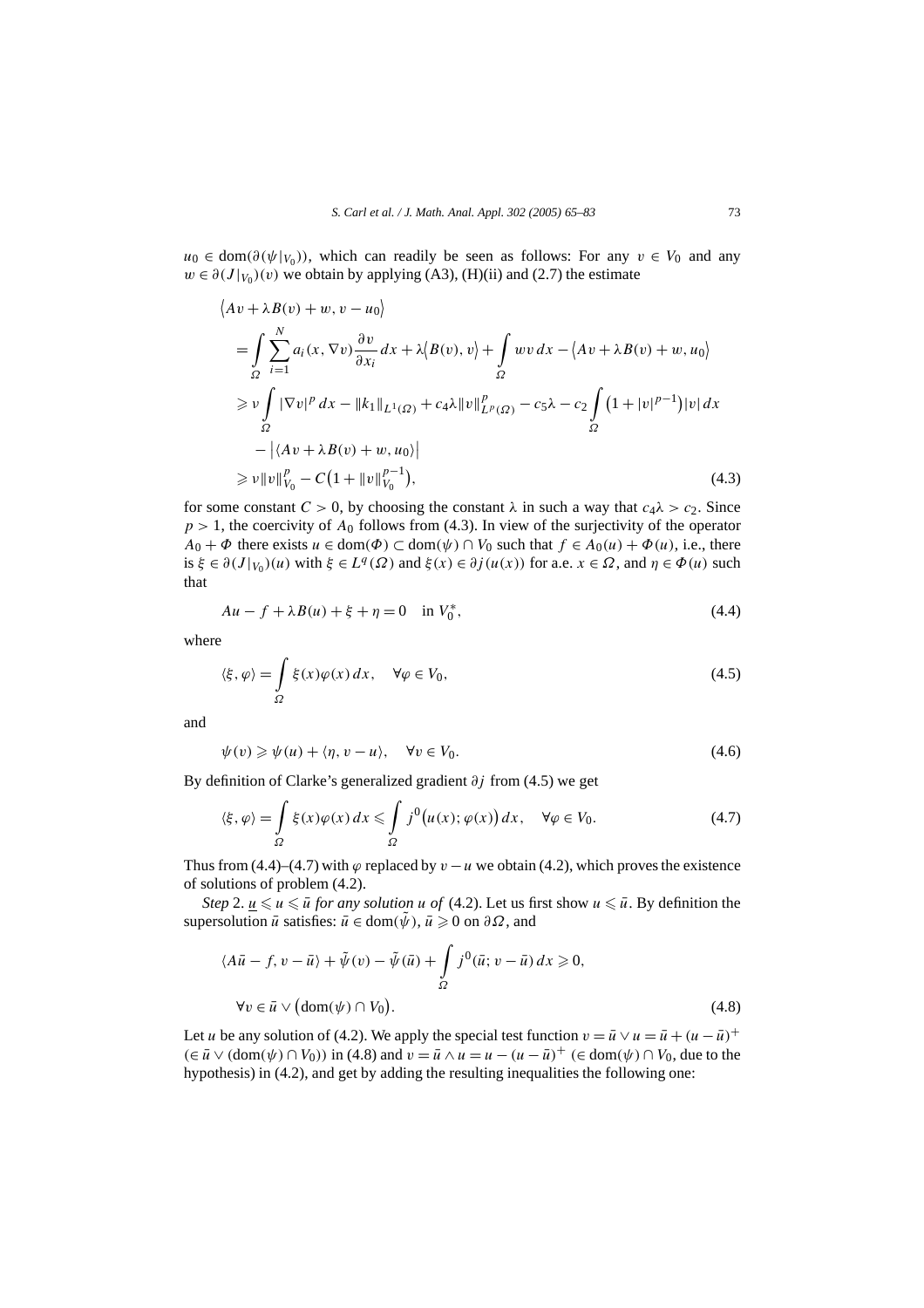$u_0 \in \mathrm{dom}(\partial(\psi|_{V_0}))$, which can readily be seen as follows: For any $v \in V_0$ and any $w \in \partial(J|_{V_0})(v)$ we obtain by applying (A3), (H)(ii) and (2.7) the estimate

$$
\begin{aligned}
&\langle Av + \lambda B(v) + w, v - u_0\rangle \\
&= \int_\Omega \sum_{i=1}^N a_i(x, \nabla v)\frac{\partial v}{\partial x_i}\,dx + \lambda\langle B(v), v\rangle + \int_\Omega wv\,dx - \langle Av + \lambda B(v) + w, u_0\rangle \\
&\geqslant \nu \int_\Omega |\nabla v|^p\,dx - \|k_1\|_{L^1(\Omega)} + c_4\lambda\|v\|^p_{L^p(\Omega)} - c_5\lambda - c_2\int_\Omega \bigl(1 + |v|^{p-1}\bigr)|v|\,dx \\
&\quad - \bigl|\langle Av + \lambda B(v) + w, u_0\rangle\bigr| \\
&\geqslant \nu\|v\|^p_{V_0} - C\bigl(1 + \|v\|^{p-1}_{V_0}\bigr),
\end{aligned} \tag{4.3}
$$

for some constant $C > 0$, by choosing the constant $\lambda$ in such a way that $c_4\lambda > c_2$. Since $p > 1$, the coercivity of $A_0$ follows from (4.3). In view of the surjectivity of the operator $A_0 + \Phi$ there exists $u \in \mathrm{dom}(\Phi) \subset \mathrm{dom}(\psi) \cap V_0$ such that $f \in A_0(u) + \Phi(u)$, i.e., there is $\xi \in \partial(J|_{V_0})(u)$ with $\xi \in L^q(\Omega)$ and $\xi(x) \in \partial j(u(x))$ for a.e. $x \in \Omega$, and $\eta \in \Phi(u)$ such that

$$
Au - f + \lambda B(u) + \xi + \eta = 0 \quad \text{in } V_0^*, \tag{4.4}
$$

where

$$
\langle \xi, \varphi\rangle = \int_\Omega \xi(x)\varphi(x)\,dx, \quad \forall \varphi \in V_0, \tag{4.5}
$$

and

$$
\psi(v) \geqslant \psi(u) + \langle \eta, v - u\rangle, \quad \forall v \in V_0. \tag{4.6}
$$

By definition of Clarke's generalized gradient $\partial j$ from (4.5) we get

$$
\langle \xi, \varphi\rangle = \int_\Omega \xi(x)\varphi(x)\,dx \leqslant \int_\Omega j^0\bigl(u(x); \varphi(x)\bigr)\,dx, \quad \forall \varphi \in V_0. \tag{4.7}
$$

Thus from (4.4)–(4.7) with $\varphi$ replaced by $v - u$ we obtain (4.2), which proves the existence of solutions of problem (4.2).

*Step* 2. *$\underline{u} \leqslant u \leqslant \bar{u}$ for any solution $u$ of* (4.2). Let us first show $u \leqslant \bar{u}$. By definition the supersolution $\bar{u}$ satisfies: $\bar{u} \in \mathrm{dom}(\tilde{\psi})$, $\bar{u} \geqslant 0$ on $\partial\Omega$, and

$$
\begin{aligned}
&\langle A\bar{u} - f, v - \bar{u}\rangle + \tilde{\psi}(v) - \tilde{\psi}(\bar{u}) + \int_\Omega j^0(\bar{u}; v - \bar{u})\,dx \geqslant 0, \\
&\forall v \in \bar{u} \vee \bigl(\mathrm{dom}(\psi) \cap V_0\bigr).
\end{aligned} \tag{4.8}
$$

Let $u$ be any solution of (4.2). We apply the special test function $v = \bar{u} \vee u = \bar{u} + (u - \bar{u})^+$ $(\in \bar{u} \vee (\mathrm{dom}(\psi) \cap V_0))$ in (4.8) and $v = \bar{u} \wedge u = u - (u - \bar{u})^+$ $(\in \mathrm{dom}(\psi) \cap V_0$, due to the hypothesis) in (4.2), and get by adding the resulting inequalities the following one: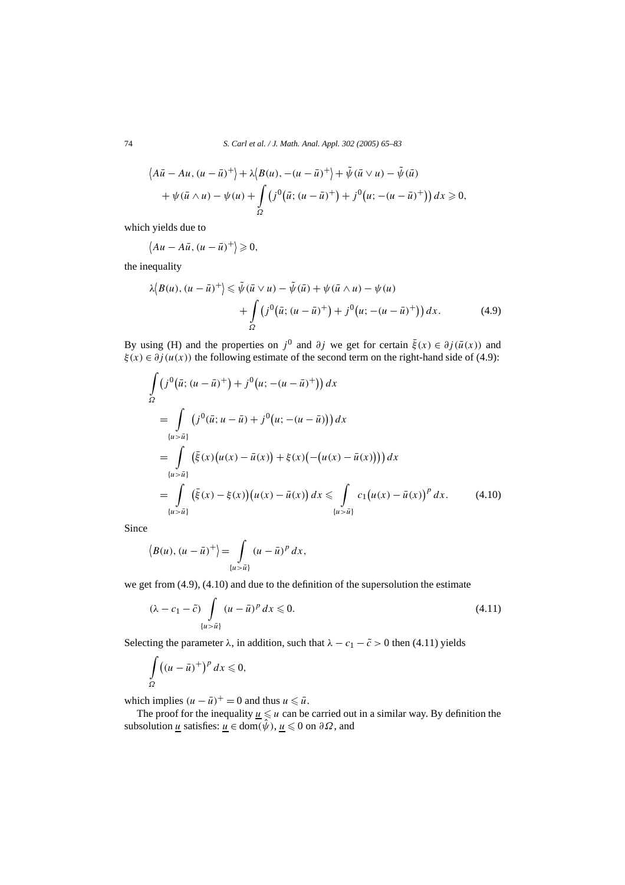$$
\begin{aligned}
&\langle A\bar{u} - Au, (u-\bar{u})^+\rangle + \lambda\langle B(u), -(u-\bar{u})^+\rangle + \tilde{\psi}(\bar{u}\vee u) - \tilde{\psi}(\bar{u}) \\
&\quad + \psi(\bar{u}\wedge u) - \psi(u) + \int_\Omega \big(j^0\big(\bar{u};(u-\bar{u})^+\big) + j^0\big(u;-(u-\bar{u})^+\big)\big)\,dx \geqslant 0,
\end{aligned}
$$

which yields due to

$$
\langle Au - A\bar{u}, (u-\bar{u})^+\rangle \geqslant 0,
$$

the inequality

$$
\begin{aligned}
\lambda\langle B(u), (u-\bar{u})^+\rangle \leqslant{}& \tilde{\psi}(\bar{u}\vee u) - \tilde{\psi}(\bar{u}) + \psi(\bar{u}\wedge u) - \psi(u) \\
&+ \int_\Omega \big(j^0\big(\bar{u};(u-\bar{u})^+\big) + j^0\big(u;-(u-\bar{u})^+\big)\big)\,dx. \qquad (4.9)
\end{aligned}
$$

By using (H) and the properties on $j^0$ and $\partial j$ we get for certain $\bar{\xi}(x) \in \partial j(\bar{u}(x))$ and $\xi(x) \in \partial j(u(x))$ the following estimate of the second term on the right-hand side of (4.9):

$$
\begin{aligned}
&\int_\Omega \big(j^0\big(\bar{u};(u-\bar{u})^+\big) + j^0\big(u;-(u-\bar{u})^+\big)\big)\,dx \\
&\quad = \int_{\{u>\bar{u}\}} \big(j^0(\bar{u};u-\bar{u}) + j^0\big(u;-(u-\bar{u})\big)\big)\,dx \\
&\quad = \int_{\{u>\bar{u}\}} \big(\bar{\xi}(x)\big(u(x)-\bar{u}(x)\big) + \xi(x)\big(-\big(u(x)-\bar{u}(x)\big)\big)\big)\,dx \\
&\quad = \int_{\{u>\bar{u}\}} \big(\bar{\xi}(x)-\xi(x)\big)\big(u(x)-\bar{u}(x)\big)\,dx \leqslant \int_{\{u>\bar{u}\}} c_1\big(u(x)-\bar{u}(x)\big)^p\,dx. \qquad (4.10)
\end{aligned}
$$

Since

$$
\langle B(u), (u-\bar{u})^+\rangle = \int_{\{u>\bar{u}\}} (u-\bar{u})^p\,dx,
$$

we get from (4.9), (4.10) and due to the definition of the supersolution the estimate

$$
(\lambda - c_1 - \tilde{c}) \int_{\{u>\bar{u}\}} (u-\bar{u})^p\,dx \leqslant 0. \qquad (4.11)
$$

Selecting the parameter $\lambda$, in addition, such that $\lambda - c_1 - \tilde{c} > 0$ then (4.11) yields

$$
\int_\Omega \big((u-\bar{u})^+\big)^p\,dx \leqslant 0,
$$

which implies $(u-\bar{u})^+ = 0$ and thus $u \leqslant \bar{u}$.

The proof for the inequality $\underline{u} \leqslant u$ can be carried out in a similar way. By definition the subsolution $\underline{u}$ satisfies: $\underline{u} \in \operatorname{dom}(\hat{\psi})$, $\underline{u} \leqslant 0$ on $\partial\Omega$, and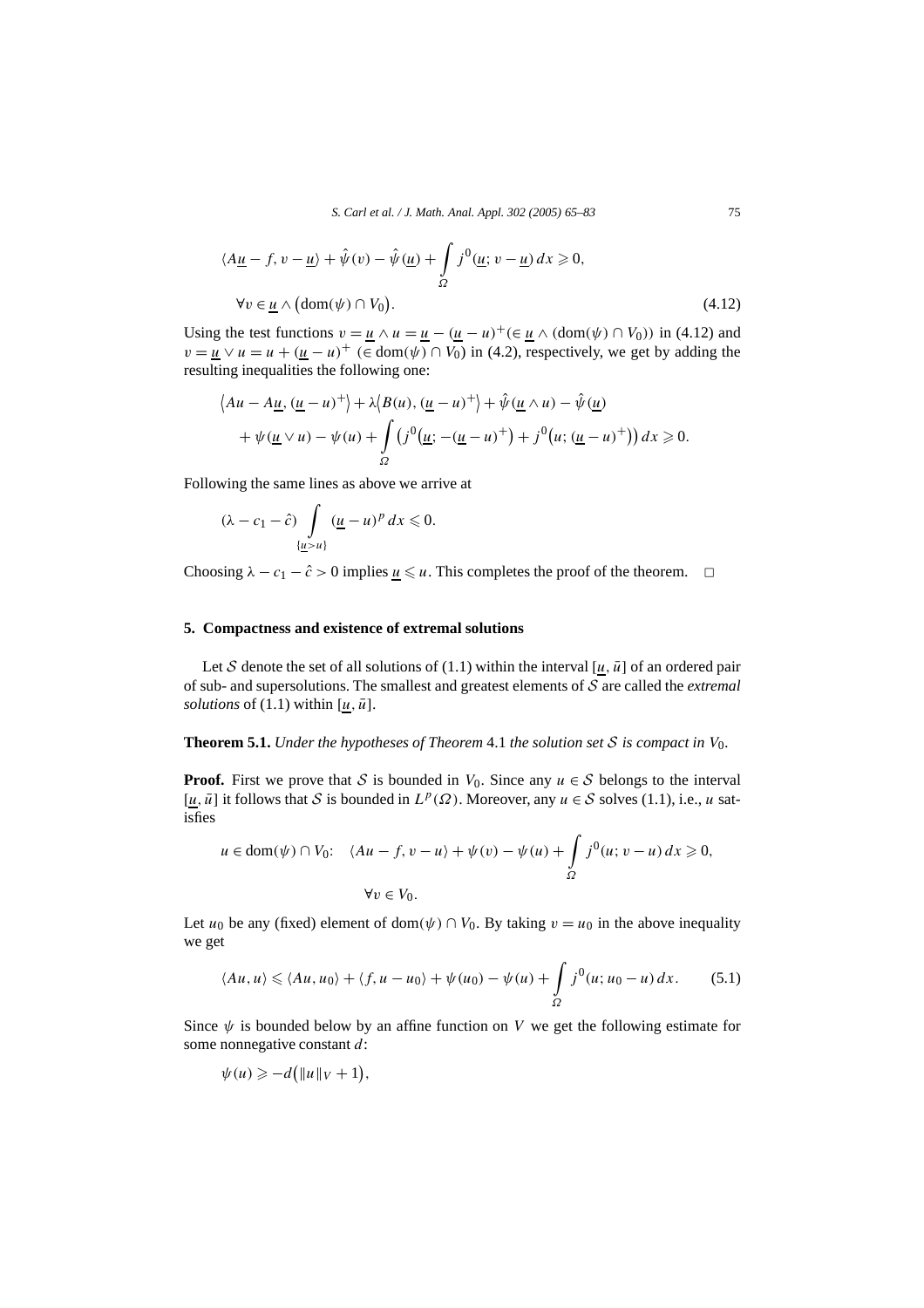$$\langle A\underline{u} - f, v - \underline{u}\rangle + \hat{\psi}(v) - \hat{\psi}(\underline{u}) + \int_\Omega j^0(\underline{u}; v - \underline{u})\, dx \geqslant 0,$$

$$\forall v \in \underline{u} \wedge \big(\mathrm{dom}(\psi) \cap V_0\big). \tag{4.12}$$

Using the test functions $v = \underline{u} \wedge u = \underline{u} - (\underline{u} - u)^+ (\in \underline{u} \wedge (\mathrm{dom}(\psi) \cap V_0))$ in (4.12) and $v = \underline{u} \vee u = u + (\underline{u} - u)^+$ $(\in \mathrm{dom}(\psi) \cap V_0)$ in (4.2), respectively, we get by adding the resulting inequalities the following one:

$$\big\langle Au - A\underline{u}, (\underline{u} - u)^+\big\rangle + \lambda\big\langle B(u), (\underline{u} - u)^+\big\rangle + \hat{\psi}(\underline{u} \wedge u) - \hat{\psi}(\underline{u}) + \psi(\underline{u} \vee u) - \psi(u) + \int_\Omega \big(j^0\big(\underline{u}; -(\underline{u} - u)^+\big) + j^0\big(u; (\underline{u} - u)^+\big)\big)\, dx \geqslant 0.$$

Following the same lines as above we arrive at

$$(\lambda - c_1 - \hat{c}) \int_{\{\underline{u} > u\}} (\underline{u} - u)^p\, dx \leqslant 0.$$

Choosing $\lambda - c_1 - \hat{c} > 0$ implies $\underline{u} \leqslant u$. This completes the proof of the theorem. □

## 5. Compactness and existence of extremal solutions

Let $\mathcal{S}$ denote the set of all solutions of (1.1) within the interval $[\underline{u}, \bar{u}]$ of an ordered pair of sub- and supersolutions. The smallest and greatest elements of $\mathcal{S}$ are called the *extremal solutions* of (1.1) within $[\underline{u}, \bar{u}]$.

**Theorem 5.1.** *Under the hypotheses of Theorem* 4.1 *the solution set $\mathcal{S}$ is compact in $V_0$.*

**Proof.** First we prove that $\mathcal{S}$ is bounded in $V_0$. Since any $u \in \mathcal{S}$ belongs to the interval $[\underline{u}, \bar{u}]$ it follows that $\mathcal{S}$ is bounded in $L^p(\Omega)$. Moreover, any $u \in \mathcal{S}$ solves (1.1), i.e., $u$ satisfies

$$u \in \mathrm{dom}(\psi) \cap V_0\colon \quad \langle Au - f, v - u\rangle + \psi(v) - \psi(u) + \int_\Omega j^0(u; v - u)\, dx \geqslant 0,$$

$$\forall v \in V_0.$$

Let $u_0$ be any (fixed) element of $\mathrm{dom}(\psi) \cap V_0$. By taking $v = u_0$ in the above inequality we get

$$\langle Au, u\rangle \leqslant \langle Au, u_0\rangle + \langle f, u - u_0\rangle + \psi(u_0) - \psi(u) + \int_\Omega j^0(u; u_0 - u)\, dx. \tag{5.1}$$

Since $\psi$ is bounded below by an affine function on $V$ we get the following estimate for some nonnegative constant $d$:

$$\psi(u) \geqslant -d\big(\|u\|_V + 1\big),$$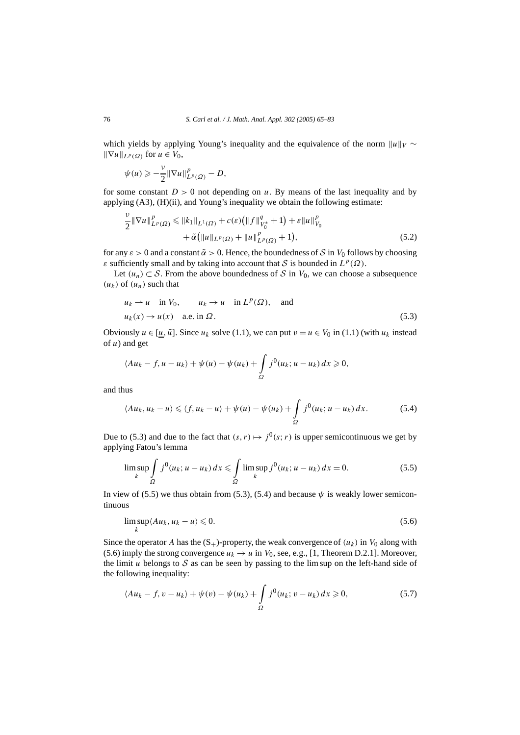which yields by applying Young's inequality and the equivalence of the norm $\|u\|_V \sim \|\nabla u\|_{L^p(\Omega)}$ for $u \in V_0$,

$$\psi(u) \geqslant -\frac{\nu}{2}\|\nabla u\|^p_{L^p(\Omega)} - D,$$

for some constant $D > 0$ not depending on $u$. By means of the last inequality and by applying (A3), (H)(ii), and Young's inequality we obtain the following estimate:

$$\frac{\nu}{2}\|\nabla u\|^p_{L^p(\Omega)} \leqslant \|k_1\|_{L^1(\Omega)} + c(\varepsilon)\big(\|f\|^q_{V_0^*} + 1\big) + \varepsilon\|u\|^p_{V_0} + \tilde{\alpha}\big(\|u\|_{L^p(\Omega)} + \|u\|^p_{L^p(\Omega)} + 1\big), \tag{5.2}$$

for any $\varepsilon > 0$ and a constant $\tilde{\alpha} > 0$. Hence, the boundedness of $\mathcal{S}$ in $V_0$ follows by choosing $\varepsilon$ sufficiently small and by taking into account that $\mathcal{S}$ is bounded in $L^p(\Omega)$.

Let $(u_n) \subset \mathcal{S}$. From the above boundedness of $\mathcal{S}$ in $V_0$, we can choose a subsequence $(u_k)$ of $(u_n)$ such that

$$u_k \rightharpoonup u \quad \text{in } V_0, \qquad u_k \to u \quad \text{in } L^p(\Omega), \quad \text{and}$$
$$u_k(x) \to u(x) \quad \text{a.e. in } \Omega. \tag{5.3}$$

Obviously $u \in [\underline{u}, \bar{u}]$. Since $u_k$ solve (1.1), we can put $v = u \in V_0$ in (1.1) (with $u_k$ instead of $u$) and get

$$\langle Au_k - f, u - u_k\rangle + \psi(u) - \psi(u_k) + \int_\Omega j^0(u_k; u - u_k)\,dx \geqslant 0,$$

and thus

$$\langle Au_k, u_k - u\rangle \leqslant \langle f, u_k - u\rangle + \psi(u) - \psi(u_k) + \int_\Omega j^0(u_k; u - u_k)\,dx. \tag{5.4}$$

Due to (5.3) and due to the fact that $(s, r) \mapsto j^0(s; r)$ is upper semicontinuous we get by applying Fatou's lemma

$$\limsup_k \int_\Omega j^0(u_k; u - u_k)\,dx \leqslant \int_\Omega \limsup_k j^0(u_k; u - u_k)\,dx = 0. \tag{5.5}$$

In view of (5.5) we thus obtain from (5.3), (5.4) and because $\psi$ is weakly lower semicontinuous

$$\limsup_k \langle Au_k, u_k - u\rangle \leqslant 0. \tag{5.6}$$

Since the operator $A$ has the $(\mathrm{S}_+)$-property, the weak convergence of $(u_k)$ in $V_0$ along with (5.6) imply the strong convergence $u_k \to u$ in $V_0$, see, e.g., [1, Theorem D.2.1]. Moreover, the limit $u$ belongs to $\mathcal{S}$ as can be seen by passing to the lim sup on the left-hand side of the following inequality:

$$\langle Au_k - f, v - u_k\rangle + \psi(v) - \psi(u_k) + \int_\Omega j^0(u_k; v - u_k)\,dx \geqslant 0, \tag{5.7}$$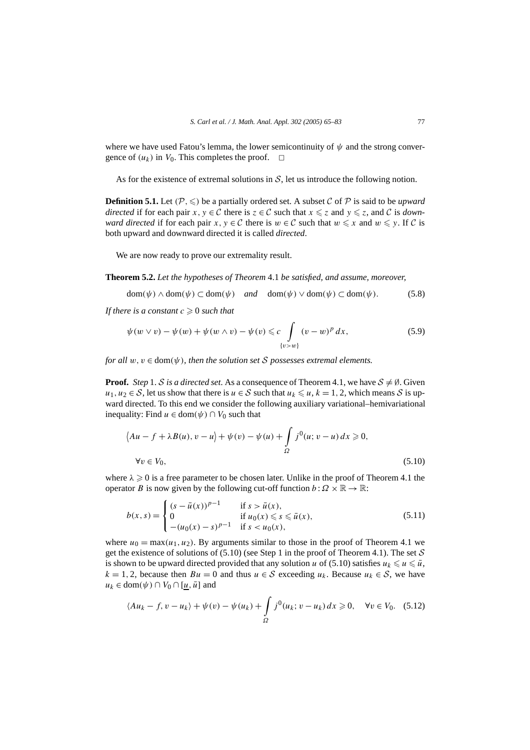where we have used Fatou's lemma, the lower semicontinuity of $\psi$ and the strong convergence of $(u_k)$ in $V_0$. This completes the proof. $\square$

As for the existence of extremal solutions in $\mathcal{S}$, let us introduce the following notion.

**Definition 5.1.** Let $(\mathcal{P}, \leqslant)$ be a partially ordered set. A subset $\mathcal{C}$ of $\mathcal{P}$ is said to be *upward directed* if for each pair $x, y \in \mathcal{C}$ there is $z \in \mathcal{C}$ such that $x \leqslant z$ and $y \leqslant z$, and $\mathcal{C}$ is *downward directed* if for each pair $x, y \in \mathcal{C}$ there is $w \in \mathcal{C}$ such that $w \leqslant x$ and $w \leqslant y$. If $\mathcal{C}$ is both upward and downward directed it is called *directed*.

We are now ready to prove our extremality result.

**Theorem 5.2.** *Let the hypotheses of Theorem* 4.1 *be satisfied, and assume, moreover,*

$$\operatorname{dom}(\psi) \wedge \operatorname{dom}(\psi) \subset \operatorname{dom}(\psi) \quad \textit{and} \quad \operatorname{dom}(\psi) \vee \operatorname{dom}(\psi) \subset \operatorname{dom}(\psi). \tag{5.8}$$

*If there is a constant $c \geqslant 0$ such that*

$$\psi(w \vee v) - \psi(w) + \psi(w \wedge v) - \psi(v) \leqslant c \int_{\{v > w\}} (v - w)^p \, dx, \tag{5.9}$$

*for all $w, v \in \operatorname{dom}(\psi)$, then the solution set $\mathcal{S}$ possesses extremal elements.*

**Proof.** *Step* 1. *$\mathcal{S}$ is a directed set*. As a consequence of Theorem 4.1, we have $\mathcal{S} \neq \emptyset$. Given $u_1, u_2 \in \mathcal{S}$, let us show that there is $u \in \mathcal{S}$ such that $u_k \leqslant u$, $k = 1, 2$, which means $\mathcal{S}$ is upward directed. To this end we consider the following auxiliary variational–hemivariational inequality: Find $u \in \operatorname{dom}(\psi) \cap V_0$ such that

$$\begin{aligned} &\big\langle Au - f + \lambda B(u), v - u \big\rangle + \psi(v) - \psi(u) + \int_{\Omega} j^0(u; v - u) \, dx \geqslant 0, \\ &\forall v \in V_0, \end{aligned} \tag{5.10}$$

where $\lambda \geqslant 0$ is a free parameter to be chosen later. Unlike in the proof of Theorem 4.1 the operator $B$ is now given by the following cut-off function $b : \Omega \times \mathbb{R} \to \mathbb{R}$:

$$b(x, s) = \begin{cases} (s - \bar{u}(x))^{p-1} & \text{if } s > \bar{u}(x), \\ 0 & \text{if } u_0(x) \leqslant s \leqslant \bar{u}(x), \\ -(u_0(x) - s)^{p-1} & \text{if } s < u_0(x), \end{cases} \tag{5.11}$$

where $u_0 = \max(u_1, u_2)$. By arguments similar to those in the proof of Theorem 4.1 we get the existence of solutions of (5.10) (see Step 1 in the proof of Theorem 4.1). The set $\mathcal{S}$ is shown to be upward directed provided that any solution $u$ of (5.10) satisfies $u_k \leqslant u \leqslant \bar{u}$, $k = 1, 2$, because then $Bu = 0$ and thus $u \in \mathcal{S}$ exceeding $u_k$. Because $u_k \in \mathcal{S}$, we have $u_k \in \operatorname{dom}(\psi) \cap V_0 \cap [\underline{u}, \bar{u}]$ and

$$\langle Au_k - f, v - u_k \rangle + \psi(v) - \psi(u_k) + \int_{\Omega} j^0(u_k; v - u_k) \, dx \geqslant 0, \quad \forall v \in V_0. \tag{5.12}$$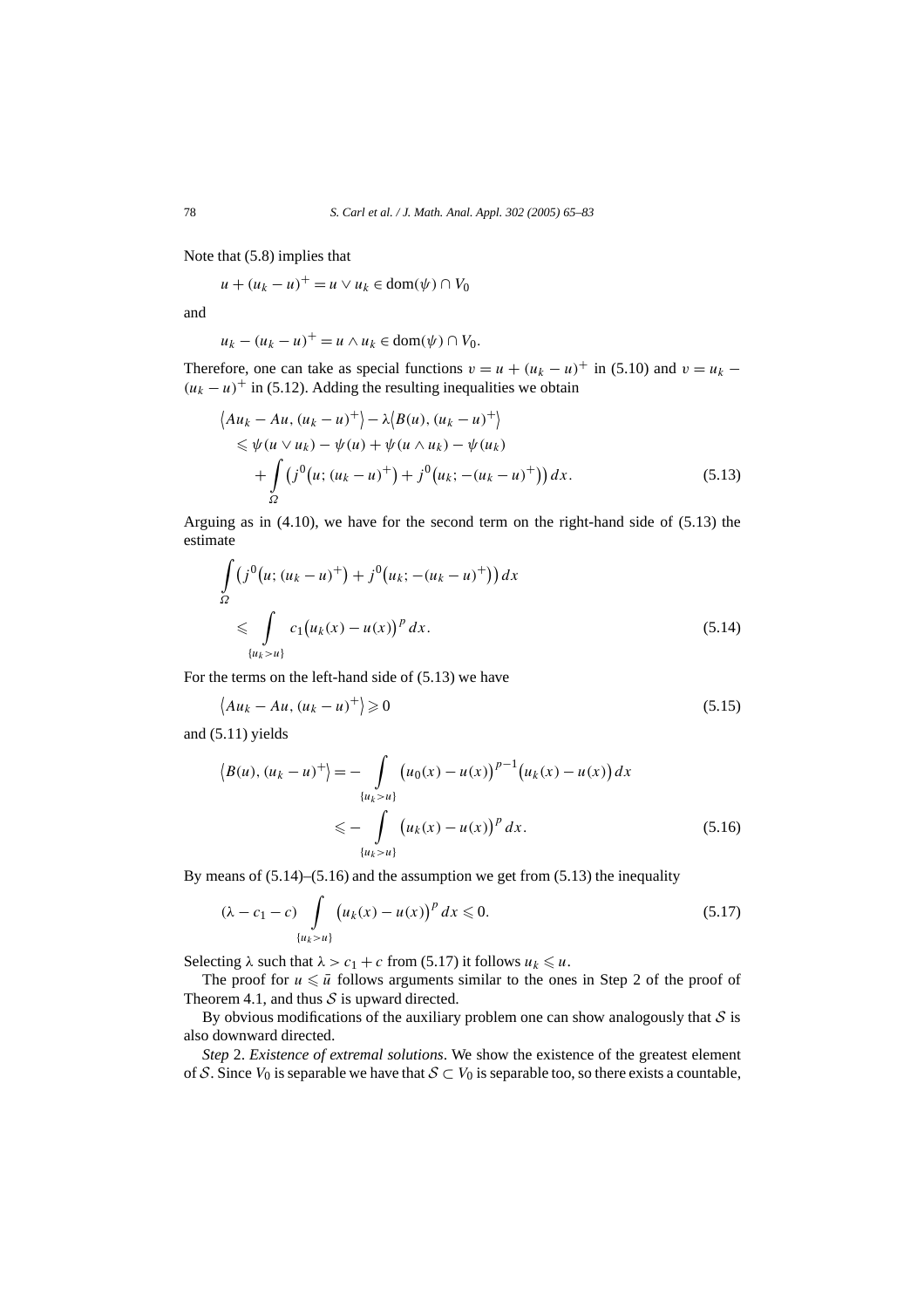Note that (5.8) implies that

$$u + (u_k - u)^+ = u \vee u_k \in \operatorname{dom}(\psi) \cap V_0$$

and

$$u_k - (u_k - u)^+ = u \wedge u_k \in \operatorname{dom}(\psi) \cap V_0.$$

Therefore, one can take as special functions $v = u + (u_k - u)^+$ in (5.10) and $v = u_k - (u_k - u)^+$ in (5.12). Adding the resulting inequalities we obtain

$$\begin{aligned} &\langle Au_k - Au, (u_k - u)^+ \rangle - \lambda \langle B(u), (u_k - u)^+ \rangle \\ &\quad \leqslant \psi(u \vee u_k) - \psi(u) + \psi(u \wedge u_k) - \psi(u_k) \\ &\qquad + \int_\Omega \bigl( j^0\bigl(u; (u_k - u)^+\bigr) + j^0\bigl(u_k; -(u_k - u)^+\bigr)\bigr)\, dx. \end{aligned} \tag{5.13}$$

Arguing as in (4.10), we have for the second term on the right-hand side of (5.13) the estimate

$$\begin{aligned} &\int_\Omega \bigl( j^0\bigl(u; (u_k - u)^+\bigr) + j^0\bigl(u_k; -(u_k - u)^+\bigr)\bigr)\, dx \\ &\quad \leqslant \int_{\{u_k > u\}} c_1 \bigl(u_k(x) - u(x)\bigr)^p\, dx. \end{aligned} \tag{5.14}$$

For the terms on the left-hand side of (5.13) we have

$$\langle Au_k - Au, (u_k - u)^+ \rangle \geqslant 0 \tag{5.15}$$

and (5.11) yields

$$\begin{aligned} \langle B(u), (u_k - u)^+ \rangle &= - \int_{\{u_k > u\}} \bigl(u_0(x) - u(x)\bigr)^{p-1} \bigl(u_k(x) - u(x)\bigr)\, dx \\ &\leqslant - \int_{\{u_k > u\}} \bigl(u_k(x) - u(x)\bigr)^p\, dx. \end{aligned} \tag{5.16}$$

By means of (5.14)–(5.16) and the assumption we get from (5.13) the inequality

$$(\lambda - c_1 - c) \int_{\{u_k > u\}} \bigl(u_k(x) - u(x)\bigr)^p\, dx \leqslant 0. \tag{5.17}$$

Selecting $\lambda$ such that $\lambda > c_1 + c$ from (5.17) it follows $u_k \leqslant u$.

The proof for $u \leqslant \bar{u}$ follows arguments similar to the ones in Step 2 of the proof of Theorem 4.1, and thus $\mathcal{S}$ is upward directed.

By obvious modifications of the auxiliary problem one can show analogously that $\mathcal{S}$ is also downward directed.

*Step* 2. *Existence of extremal solutions*. We show the existence of the greatest element of $\mathcal{S}$. Since $V_0$ is separable we have that $\mathcal{S} \subset V_0$ is separable too, so there exists a countable,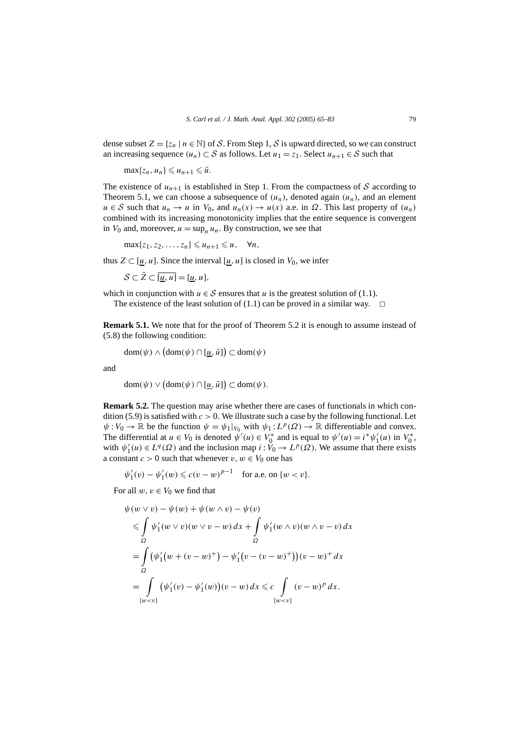dense subset $Z = \{z_n \mid n \in \mathbb{N}\}$ of $\mathcal{S}$. From Step 1, $\mathcal{S}$ is upward directed, so we can construct an increasing sequence $(u_n) \subset \mathcal{S}$ as follows. Let $u_1 = z_1$. Select $u_{n+1} \in \mathcal{S}$ such that

$$\max\{z_n, u_n\} \leqslant u_{n+1} \leqslant \bar{u}.$$

The existence of $u_{n+1}$ is established in Step 1. From the compactness of $\mathcal{S}$ according to Theorem 5.1, we can choose a subsequence of $(u_n)$, denoted again $(u_n)$, and an element $u \in \mathcal{S}$ such that $u_n \to u$ in $V_0$, and $u_n(x) \to u(x)$ a.e. in $\Omega$. This last property of $(u_n)$ combined with its increasing monotonicity implies that the entire sequence is convergent in $V_0$ and, moreover, $u = \sup_n u_n$. By construction, we see that

$$\max\{z_1, z_2, \ldots, z_n\} \leqslant u_{n+1} \leqslant u, \quad \forall n,$$

thus $Z \subset [\underline{u}, u]$. Since the interval $[\underline{u}, u]$ is closed in $V_0$, we infer

$$\mathcal{S} \subset \bar{Z} \subset \overline{[\underline{u}, u]} = [\underline{u}, u],$$

which in conjunction with $u \in \mathcal{S}$ ensures that $u$ is the greatest solution of (1.1).

The existence of the least solution of (1.1) can be proved in a similar way. $\square$

**Remark 5.1.** We note that for the proof of Theorem 5.2 it is enough to assume instead of (5.8) the following condition:

$$\operatorname{dom}(\psi) \wedge \big(\operatorname{dom}(\psi) \cap [\underline{u}, \bar{u}]\big) \subset \operatorname{dom}(\psi)$$

and

$$\operatorname{dom}(\psi) \vee \big(\operatorname{dom}(\psi) \cap [\underline{u}, \bar{u}]\big) \subset \operatorname{dom}(\psi).$$

**Remark 5.2.** The question may arise whether there are cases of functionals in which condition (5.9) is satisfied with $c > 0$. We illustrate such a case by the following functional. Let $\psi : V_0 \to \mathbb{R}$ be the function $\psi = \psi_1|_{V_0}$ with $\psi_1 : L^p(\Omega) \to \mathbb{R}$ differentiable and convex. The differential at $u \in V_0$ is denoted $\psi'(u) \in V_0^*$ and is equal to $\psi'(u) = i^* \psi_1'(u)$ in $V_0^*$, with $\psi_1'(u) \in L^q(\Omega)$ and the inclusion map $i : V_0 \to L^p(\Omega)$. We assume that there exists a constant $c > 0$ such that whenever $v, w \in V_0$ one has

$$\psi_1'(v) - \psi_1'(w) \leqslant c(v - w)^{p-1} \quad \text{for a.e. on } \{w < v\}.$$

For all $w, v \in V_0$ we find that

$$\begin{aligned}
&\psi(w \vee v) - \psi(w) + \psi(w \wedge v) - \psi(v) \\
&\quad \leqslant \int_\Omega \psi_1'(w \vee v)(w \vee v - w)\,dx + \int_\Omega \psi_1'(w \wedge v)(w \wedge v - v)\,dx \\
&\quad = \int_\Omega \big(\psi_1'\big(w + (v - w)^+\big) - \psi_1'\big(v - (v - w)^+\big)\big)(v - w)^+\,dx \\
&\quad = \int_{\{w<v\}} \big(\psi_1'(v) - \psi_1'(w)\big)(v - w)\,dx \leqslant c \int_{\{w<v\}} (v - w)^p\,dx.
\end{aligned}$$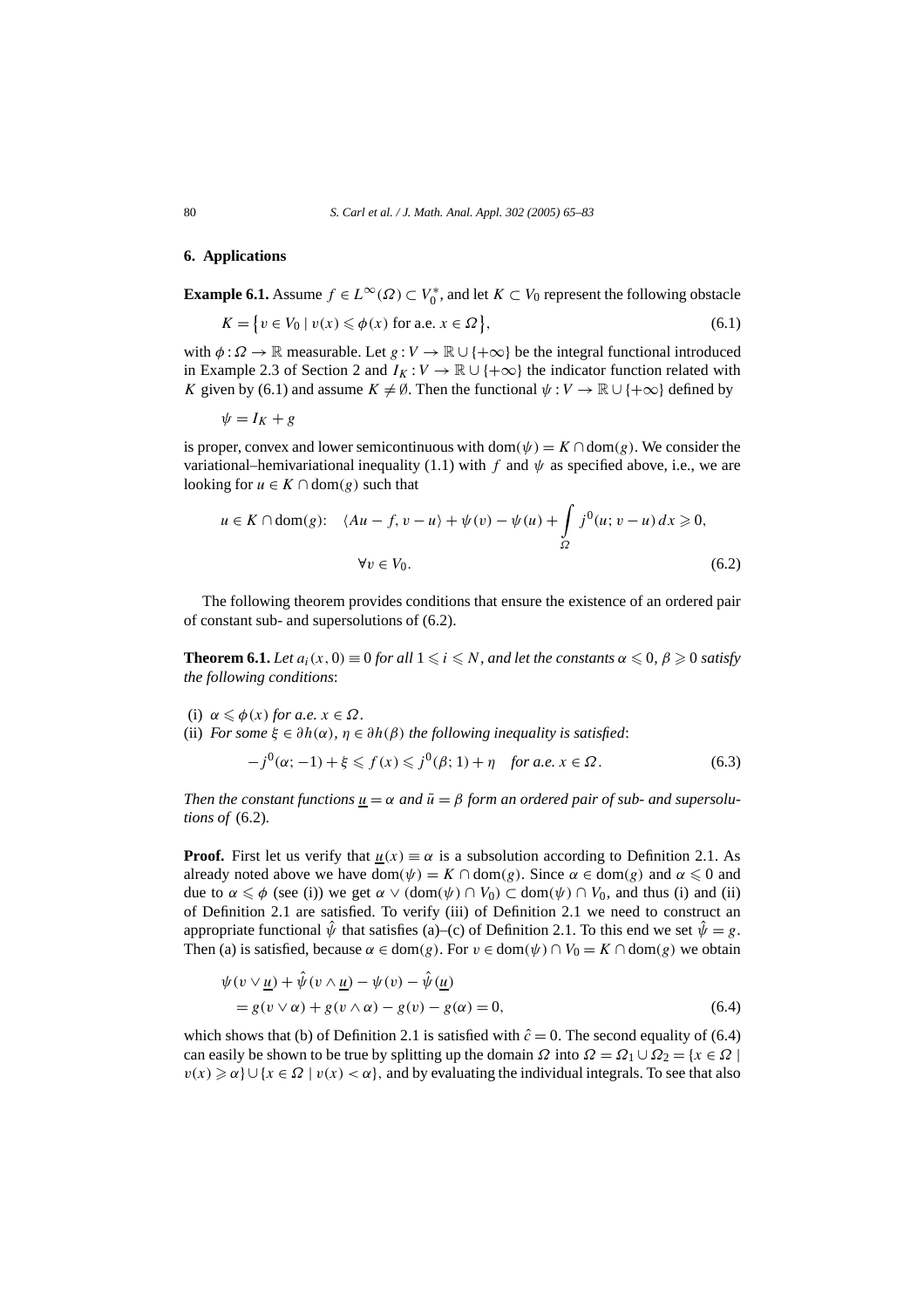## 6. Applications

**Example 6.1.** Assume $f \in L^\infty(\Omega) \subset V_0^*$, and let $K \subset V_0$ represent the following obstacle

$$K = \{v \in V_0 \mid v(x) \leqslant \phi(x) \text{ for a.e. } x \in \Omega\}, \tag{6.1}$$

with $\phi : \Omega \to \mathbb{R}$ measurable. Let $g : V \to \mathbb{R} \cup \{+\infty\}$ be the integral functional introduced in Example 2.3 of Section 2 and $I_K : V \to \mathbb{R} \cup \{+\infty\}$ the indicator function related with $K$ given by (6.1) and assume $K \neq \emptyset$. Then the functional $\psi : V \to \mathbb{R} \cup \{+\infty\}$ defined by

$$\psi = I_K + g$$

is proper, convex and lower semicontinuous with $\operatorname{dom}(\psi) = K \cap \operatorname{dom}(g)$. We consider the variational–hemivariational inequality (1.1) with $f$ and $\psi$ as specified above, i.e., we are looking for $u \in K \cap \operatorname{dom}(g)$ such that

$$u \in K \cap \operatorname{dom}(g): \quad \langle Au - f, v - u \rangle + \psi(v) - \psi(u) + \int_\Omega j^0(u; v - u)\, dx \geqslant 0, \quad \forall v \in V_0. \tag{6.2}$$

The following theorem provides conditions that ensure the existence of an ordered pair of constant sub- and supersolutions of (6.2).

**Theorem 6.1.** *Let $a_i(x, 0) \equiv 0$ for all $1 \leqslant i \leqslant N$, and let the constants $\alpha \leqslant 0$, $\beta \geqslant 0$ satisfy the following conditions*:

(i) $\alpha \leqslant \phi(x)$ *for a.e.* $x \in \Omega$.
(ii) *For some $\xi \in \partial h(\alpha)$, $\eta \in \partial h(\beta)$ the following inequality is satisfied*:

$$-j^0(\alpha; -1) + \xi \leqslant f(x) \leqslant j^0(\beta; 1) + \eta \quad \textit{for a.e. } x \in \Omega. \tag{6.3}$$

*Then the constant functions $\underline{u} = \alpha$ and $\bar{u} = \beta$ form an ordered pair of sub- and supersolutions of* (6.2).

**Proof.** First let us verify that $\underline{u}(x) \equiv \alpha$ is a subsolution according to Definition 2.1. As already noted above we have $\operatorname{dom}(\psi) = K \cap \operatorname{dom}(g)$. Since $\alpha \in \operatorname{dom}(g)$ and $\alpha \leqslant 0$ and due to $\alpha \leqslant \phi$ (see (i)) we get $\alpha \vee (\operatorname{dom}(\psi) \cap V_0) \subset \operatorname{dom}(\psi) \cap V_0$, and thus (i) and (ii) of Definition 2.1 are satisfied. To verify (iii) of Definition 2.1 we need to construct an appropriate functional $\hat{\psi}$ that satisfies (a)–(c) of Definition 2.1. To this end we set $\hat{\psi} = g$. Then (a) is satisfied, because $\alpha \in \operatorname{dom}(g)$. For $v \in \operatorname{dom}(\psi) \cap V_0 = K \cap \operatorname{dom}(g)$ we obtain

$$\begin{aligned}
&\psi(v \vee \underline{u}) + \hat{\psi}(v \wedge \underline{u}) - \psi(v) - \hat{\psi}(\underline{u}) \\
&\quad = g(v \vee \alpha) + g(v \wedge \alpha) - g(v) - g(\alpha) = 0,
\end{aligned} \tag{6.4}$$

which shows that (b) of Definition 2.1 is satisfied with $\hat{c} = 0$. The second equality of (6.4) can easily be shown to be true by splitting up the domain $\Omega$ into $\Omega = \Omega_1 \cup \Omega_2 = \{x \in \Omega \mid v(x) \geqslant \alpha\} \cup \{x \in \Omega \mid v(x) < \alpha\}$, and by evaluating the individual integrals. To see that also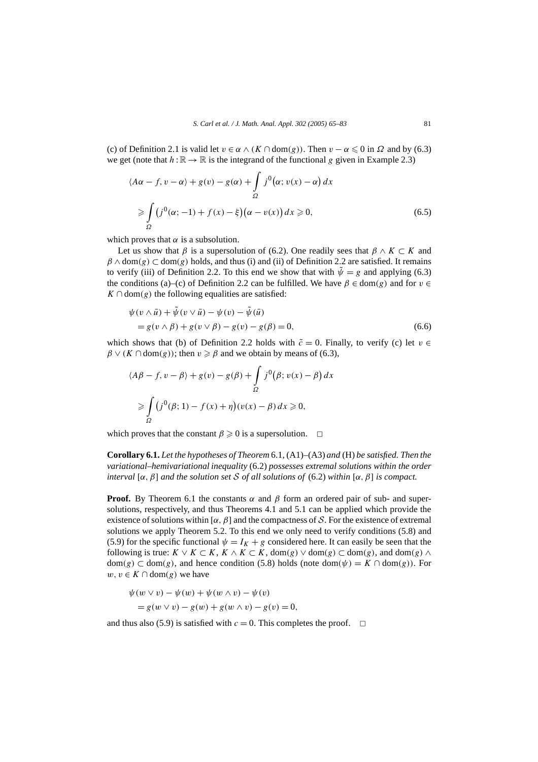(c) of Definition 2.1 is valid let $v \in \alpha \wedge (K \cap \mathrm{dom}(g))$. Then $v - \alpha \leqslant 0$ in $\Omega$ and by (6.3) we get (note that $h : \mathbb{R} \to \mathbb{R}$ is the integrand of the functional $g$ given in Example 2.3)

$$
\begin{aligned}
&\langle A\alpha - f, v - \alpha \rangle + g(v) - g(\alpha) + \int_{\Omega} j^0\big(\alpha; v(x) - \alpha\big)\, dx \\
&\quad \geqslant \int_{\Omega} \big(j^0(\alpha; -1) + f(x) - \xi\big)\big(\alpha - v(x)\big)\, dx \geqslant 0,
\end{aligned}
\tag{6.5}
$$

which proves that $\alpha$ is a subsolution.

Let us show that $\beta$ is a supersolution of (6.2). One readily sees that $\beta \wedge K \subset K$ and $\beta \wedge \mathrm{dom}(g) \subset \mathrm{dom}(g)$ holds, and thus (i) and (ii) of Definition 2.2 are satisfied. It remains to verify (iii) of Definition 2.2. To this end we show that with $\tilde{\psi} = g$ and applying (6.3) the conditions (a)–(c) of Definition 2.2 can be fulfilled. We have $\beta \in \mathrm{dom}(g)$ and for $v \in K \cap \mathrm{dom}(g)$ the following equalities are satisfied:

$$
\begin{aligned}
&\psi(v \wedge \bar{u}) + \tilde{\psi}(v \vee \bar{u}) - \psi(v) - \tilde{\psi}(\bar{u}) \\
&\quad = g(v \wedge \beta) + g(v \vee \beta) - g(v) - g(\beta) = 0,
\end{aligned}
\tag{6.6}
$$

which shows that (b) of Definition 2.2 holds with $\tilde{c} = 0$. Finally, to verify (c) let $v \in \beta \vee (K \cap \mathrm{dom}(g))$; then $v \geqslant \beta$ and we obtain by means of (6.3),

$$
\begin{aligned}
&\langle A\beta - f, v - \beta \rangle + g(v) - g(\beta) + \int_{\Omega} j^0\big(\beta; v(x) - \beta\big)\, dx \\
&\quad \geqslant \int_{\Omega} \big(j^0(\beta; 1) - f(x) + \eta\big)\big(v(x) - \beta\big)\, dx \geqslant 0,
\end{aligned}
$$

which proves that the constant $\beta \geqslant 0$ is a supersolution. $\square$

**Corollary 6.1.** *Let the hypotheses of Theorem* 6.1, (A1)–(A3) *and* (H) *be satisfied. Then the variational–hemivariational inequality* (6.2) *possesses extremal solutions within the order interval* $[\alpha, \beta]$ *and the solution set* $\mathcal{S}$ *of all solutions of* (6.2) *within* $[\alpha, \beta]$ *is compact.*

**Proof.** By Theorem 6.1 the constants $\alpha$ and $\beta$ form an ordered pair of sub- and supersolutions, respectively, and thus Theorems 4.1 and 5.1 can be applied which provide the existence of solutions within $[\alpha, \beta]$ and the compactness of $\mathcal{S}$. For the existence of extremal solutions we apply Theorem 5.2. To this end we only need to verify conditions (5.8) and (5.9) for the specific functional $\psi = I_K + g$ considered here. It can easily be seen that the following is true: $K \vee K \subset K$, $K \wedge K \subset K$, $\mathrm{dom}(g) \vee \mathrm{dom}(g) \subset \mathrm{dom}(g)$, and $\mathrm{dom}(g) \wedge \mathrm{dom}(g) \subset \mathrm{dom}(g)$, and hence condition (5.8) holds (note $\mathrm{dom}(\psi) = K \cap \mathrm{dom}(g)$). For $w, v \in K \cap \mathrm{dom}(g)$ we have

$$
\begin{aligned}
&\psi(w \vee v) - \psi(w) + \psi(w \wedge v) - \psi(v) \\
&\quad = g(w \vee v) - g(w) + g(w \wedge v) - g(v) = 0,
\end{aligned}
$$

and thus also (5.9) is satisfied with $c = 0$. This completes the proof. $\square$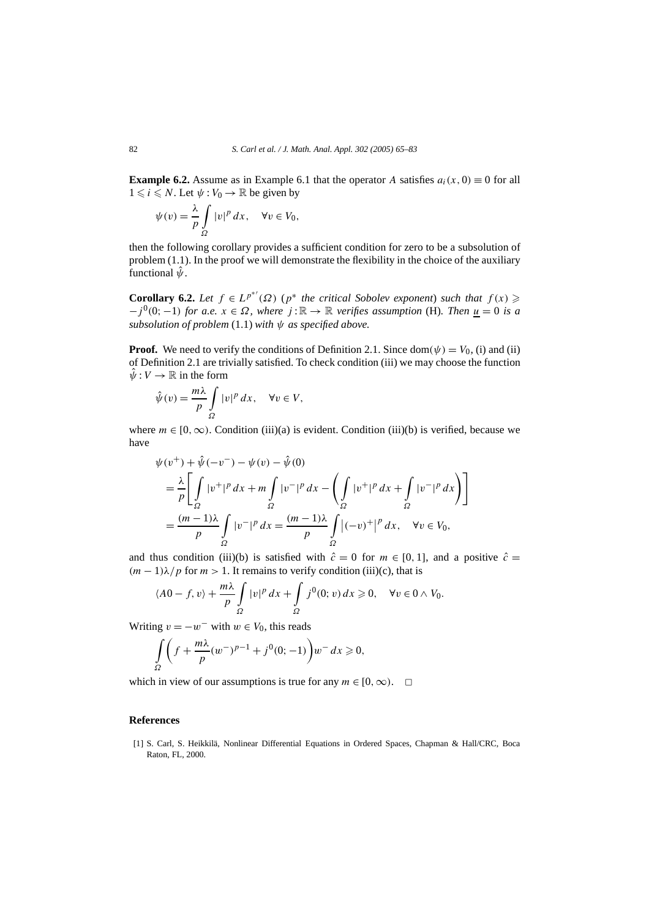**Example 6.2.** Assume as in Example 6.1 that the operator $A$ satisfies $a_i(x,0) \equiv 0$ for all $1 \leqslant i \leqslant N$. Let $\psi : V_0 \to \mathbb{R}$ be given by

$$\psi(v) = \frac{\lambda}{p} \int_\Omega |v|^p \, dx, \quad \forall v \in V_0,$$

then the following corollary provides a sufficient condition for zero to be a subsolution of problem (1.1). In the proof we will demonstrate the flexibility in the choice of the auxiliary functional $\hat{\psi}$.

**Corollary 6.2.** *Let $f \in L^{p^{*\prime}}(\Omega)$ ($p^*$ the critical Sobolev exponent) such that $f(x) \geqslant -j^0(0;-1)$ for a.e. $x \in \Omega$, where $j : \mathbb{R} \to \mathbb{R}$ verifies assumption* (H)*. Then $\underline{u} = 0$ is a subsolution of problem* (1.1) *with $\psi$ as specified above.*

**Proof.** We need to verify the conditions of Definition 2.1. Since $\mathrm{dom}(\psi) = V_0$, (i) and (ii) of Definition 2.1 are trivially satisfied. To check condition (iii) we may choose the function $\hat{\psi} : V \to \mathbb{R}$ in the form

$$\hat{\psi}(v) = \frac{m\lambda}{p} \int_\Omega |v|^p \, dx, \quad \forall v \in V,$$

where $m \in [0,\infty)$. Condition (iii)(a) is evident. Condition (iii)(b) is verified, because we have

$$\begin{aligned}
&\psi(v^+) + \hat{\psi}(-v^-) - \psi(v) - \hat{\psi}(0) \\
&= \frac{\lambda}{p}\left[\int_\Omega |v^+|^p \, dx + m\int_\Omega |v^-|^p \, dx - \left(\int_\Omega |v^+|^p \, dx + \int_\Omega |v^-|^p \, dx\right)\right] \\
&= \frac{(m-1)\lambda}{p}\int_\Omega |v^-|^p \, dx = \frac{(m-1)\lambda}{p}\int_\Omega \left|(-v)^+\right|^p dx, \quad \forall v \in V_0,
\end{aligned}$$

and thus condition (iii)(b) is satisfied with $\hat{c} = 0$ for $m \in [0,1]$, and a positive $\hat{c} = (m-1)\lambda/p$ for $m > 1$. It remains to verify condition (iii)(c), that is

$$\langle A0 - f, v\rangle + \frac{m\lambda}{p}\int_\Omega |v|^p \, dx + \int_\Omega j^0(0;v)\, dx \geqslant 0, \quad \forall v \in 0 \wedge V_0.$$

Writing $v = -w^-$ with $w \in V_0$, this reads

$$\int_\Omega \left( f + \frac{m\lambda}{p}(w^-)^{p-1} + j^0(0;-1)\right) w^- \, dx \geqslant 0,$$

which in view of our assumptions is true for any $m \in [0,\infty)$. $\square$

## References

[1] S. Carl, S. Heikkilä, Nonlinear Differential Equations in Ordered Spaces, Chapman & Hall/CRC, Boca Raton, FL, 2000.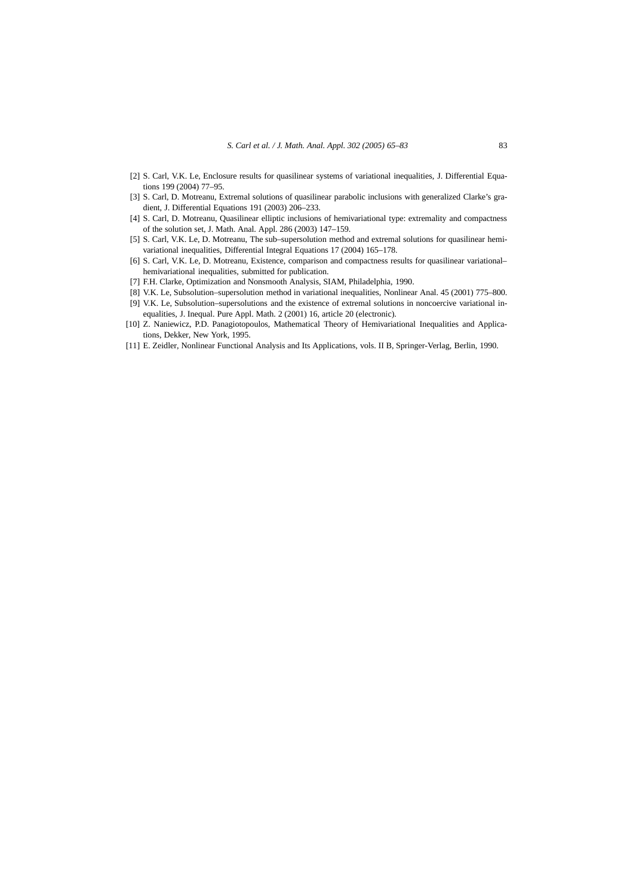[2] S. Carl, V.K. Le, Enclosure results for quasilinear systems of variational inequalities, J. Differential Equations 199 (2004) 77–95.

[3] S. Carl, D. Motreanu, Extremal solutions of quasilinear parabolic inclusions with generalized Clarke's gradient, J. Differential Equations 191 (2003) 206–233.

[4] S. Carl, D. Motreanu, Quasilinear elliptic inclusions of hemivariational type: extremality and compactness of the solution set, J. Math. Anal. Appl. 286 (2003) 147–159.

[5] S. Carl, V.K. Le, D. Motreanu, The sub–supersolution method and extremal solutions for quasilinear hemivariational inequalities, Differential Integral Equations 17 (2004) 165–178.

[6] S. Carl, V.K. Le, D. Motreanu, Existence, comparison and compactness results for quasilinear variational–hemivariational inequalities, submitted for publication.

[7] F.H. Clarke, Optimization and Nonsmooth Analysis, SIAM, Philadelphia, 1990.

[8] V.K. Le, Subsolution–supersolution method in variational inequalities, Nonlinear Anal. 45 (2001) 775–800.

[9] V.K. Le, Subsolution–supersolutions and the existence of extremal solutions in noncoercive variational inequalities, J. Inequal. Pure Appl. Math. 2 (2001) 16, article 20 (electronic).

[10] Z. Naniewicz, P.D. Panagiotopoulos, Mathematical Theory of Hemivariational Inequalities and Applications, Dekker, New York, 1995.

[11] E. Zeidler, Nonlinear Functional Analysis and Its Applications, vols. II B, Springer-Verlag, Berlin, 1990.